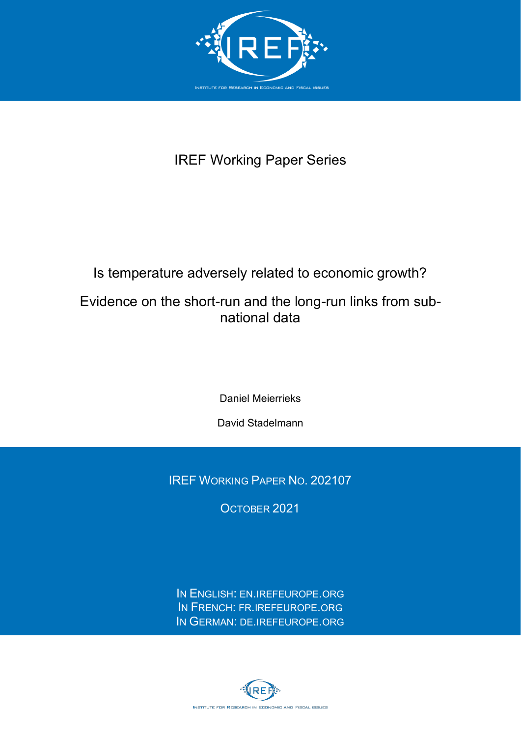IREF Working Paper Series

# Is temperature adversely related to economic growth?

## Evidence on the short-run and the long-run links from sub-national data

Daniel Meierrieks

David Stadelmann

IREF WORKING PAPER NO. 202107

OCTOBER 2021

IN ENGLISH: EN.IREFEUROPE.ORG
IN FRENCH: FR.IREFEUROPE.ORG
IN GERMAN: DE.IREFEUROPE.ORG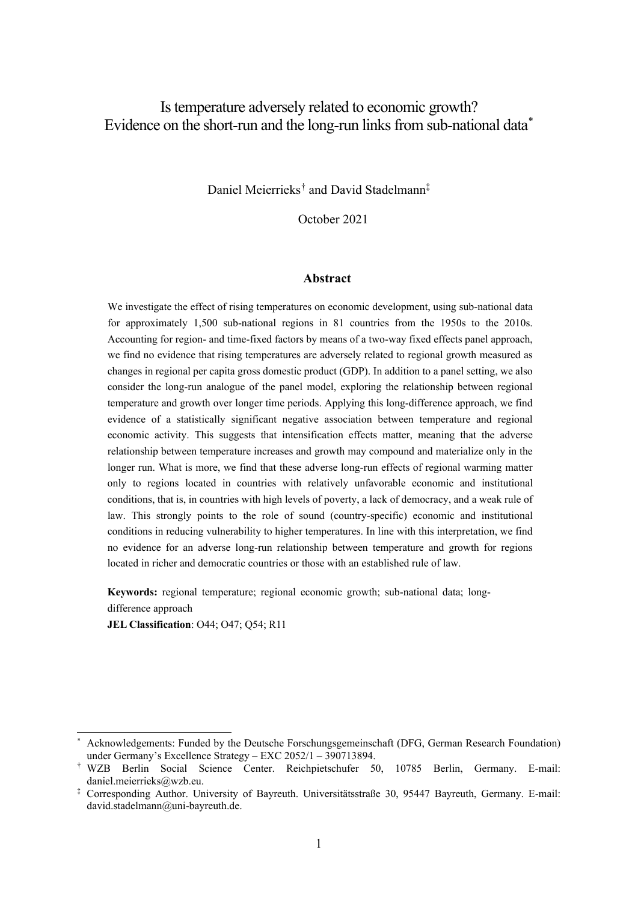# Is temperature adversely related to economic growth? Evidence on the short-run and the long-run links from sub-national data*

Daniel Meierrieks[†] and David Stadelmann[‡]

October 2021

## Abstract

We investigate the effect of rising temperatures on economic development, using sub-national data for approximately 1,500 sub-national regions in 81 countries from the 1950s to the 2010s. Accounting for region- and time-fixed factors by means of a two-way fixed effects panel approach, we find no evidence that rising temperatures are adversely related to regional growth measured as changes in regional per capita gross domestic product (GDP). In addition to a panel setting, we also consider the long-run analogue of the panel model, exploring the relationship between regional temperature and growth over longer time periods. Applying this long-difference approach, we find evidence of a statistically significant negative association between temperature and regional economic activity. This suggests that intensification effects matter, meaning that the adverse relationship between temperature increases and growth may compound and materialize only in the longer run. What is more, we find that these adverse long-run effects of regional warming matter only to regions located in countries with relatively unfavorable economic and institutional conditions, that is, in countries with high levels of poverty, a lack of democracy, and a weak rule of law. This strongly points to the role of sound (country-specific) economic and institutional conditions in reducing vulnerability to higher temperatures. In line with this interpretation, we find no evidence for an adverse long-run relationship between temperature and growth for regions located in richer and democratic countries or those with an established rule of law.

**Keywords:** regional temperature; regional economic growth; sub-national data; long-difference approach

**JEL Classification**: O44; O47; Q54; R11

---

* Acknowledgements: Funded by the Deutsche Forschungsgemeinschaft (DFG, German Research Foundation) under Germany's Excellence Strategy – EXC 2052/1 – 390713894.

† WZB Berlin Social Science Center. Reichpietschufer 50, 10785 Berlin, Germany. E-mail: daniel.meierrieks@wzb.eu.

‡ Corresponding Author. University of Bayreuth. Universitätsstraße 30, 95447 Bayreuth, Germany. E-mail: david.stadelmann@uni-bayreuth.de.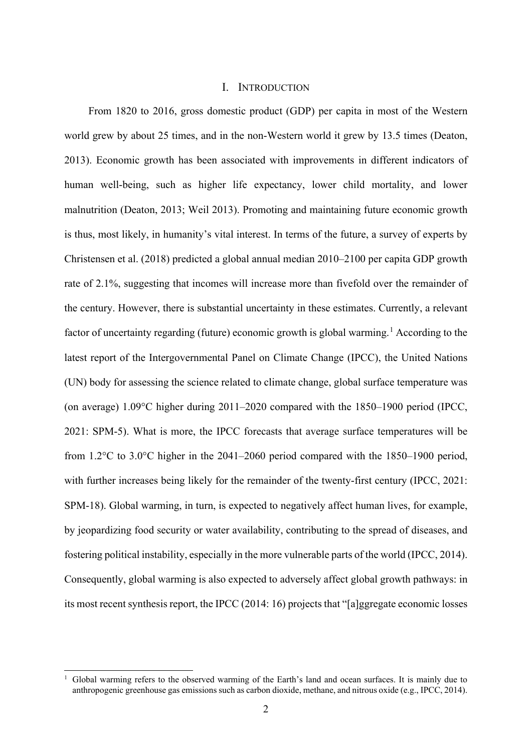# I. INTRODUCTION

From 1820 to 2016, gross domestic product (GDP) per capita in most of the Western world grew by about 25 times, and in the non-Western world it grew by 13.5 times (Deaton, 2013). Economic growth has been associated with improvements in different indicators of human well-being, such as higher life expectancy, lower child mortality, and lower malnutrition (Deaton, 2013; Weil 2013). Promoting and maintaining future economic growth is thus, most likely, in humanity's vital interest. In terms of the future, a survey of experts by Christensen et al. (2018) predicted a global annual median 2010–2100 per capita GDP growth rate of 2.1%, suggesting that incomes will increase more than fivefold over the remainder of the century. However, there is substantial uncertainty in these estimates. Currently, a relevant factor of uncertainty regarding (future) economic growth is global warming.[1] According to the latest report of the Intergovernmental Panel on Climate Change (IPCC), the United Nations (UN) body for assessing the science related to climate change, global surface temperature was (on average) 1.09°C higher during 2011–2020 compared with the 1850–1900 period (IPCC, 2021: SPM-5). What is more, the IPCC forecasts that average surface temperatures will be from 1.2°C to 3.0°C higher in the 2041–2060 period compared with the 1850–1900 period, with further increases being likely for the remainder of the twenty-first century (IPCC, 2021: SPM-18). Global warming, in turn, is expected to negatively affect human lives, for example, by jeopardizing food security or water availability, contributing to the spread of diseases, and fostering political instability, especially in the more vulnerable parts of the world (IPCC, 2014). Consequently, global warming is also expected to adversely affect global growth pathways: in its most recent synthesis report, the IPCC (2014: 16) projects that "[a]ggregate economic losses

[1] Global warming refers to the observed warming of the Earth's land and ocean surfaces. It is mainly due to anthropogenic greenhouse gas emissions such as carbon dioxide, methane, and nitrous oxide (e.g., IPCC, 2014).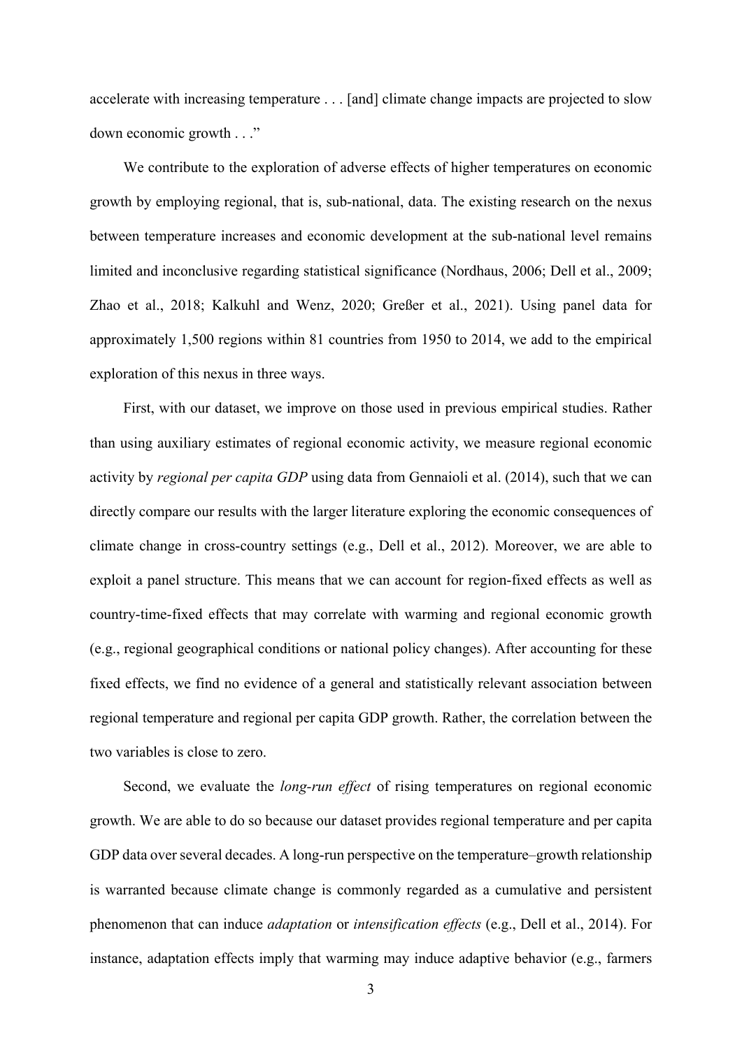accelerate with increasing temperature . . . [and] climate change impacts are projected to slow down economic growth . . .”

We contribute to the exploration of adverse effects of higher temperatures on economic growth by employing regional, that is, sub-national, data. The existing research on the nexus between temperature increases and economic development at the sub-national level remains limited and inconclusive regarding statistical significance (Nordhaus, 2006; Dell et al., 2009; Zhao et al., 2018; Kalkuhl and Wenz, 2020; Greßer et al., 2021). Using panel data for approximately 1,500 regions within 81 countries from 1950 to 2014, we add to the empirical exploration of this nexus in three ways.

First, with our dataset, we improve on those used in previous empirical studies. Rather than using auxiliary estimates of regional economic activity, we measure regional economic activity by *regional per capita GDP* using data from Gennaioli et al. (2014), such that we can directly compare our results with the larger literature exploring the economic consequences of climate change in cross-country settings (e.g., Dell et al., 2012). Moreover, we are able to exploit a panel structure. This means that we can account for region-fixed effects as well as country-time-fixed effects that may correlate with warming and regional economic growth (e.g., regional geographical conditions or national policy changes). After accounting for these fixed effects, we find no evidence of a general and statistically relevant association between regional temperature and regional per capita GDP growth. Rather, the correlation between the two variables is close to zero.

Second, we evaluate the *long-run effect* of rising temperatures on regional economic growth. We are able to do so because our dataset provides regional temperature and per capita GDP data over several decades. A long-run perspective on the temperature–growth relationship is warranted because climate change is commonly regarded as a cumulative and persistent phenomenon that can induce *adaptation* or *intensification effects* (e.g., Dell et al., 2014). For instance, adaptation effects imply that warming may induce adaptive behavior (e.g., farmers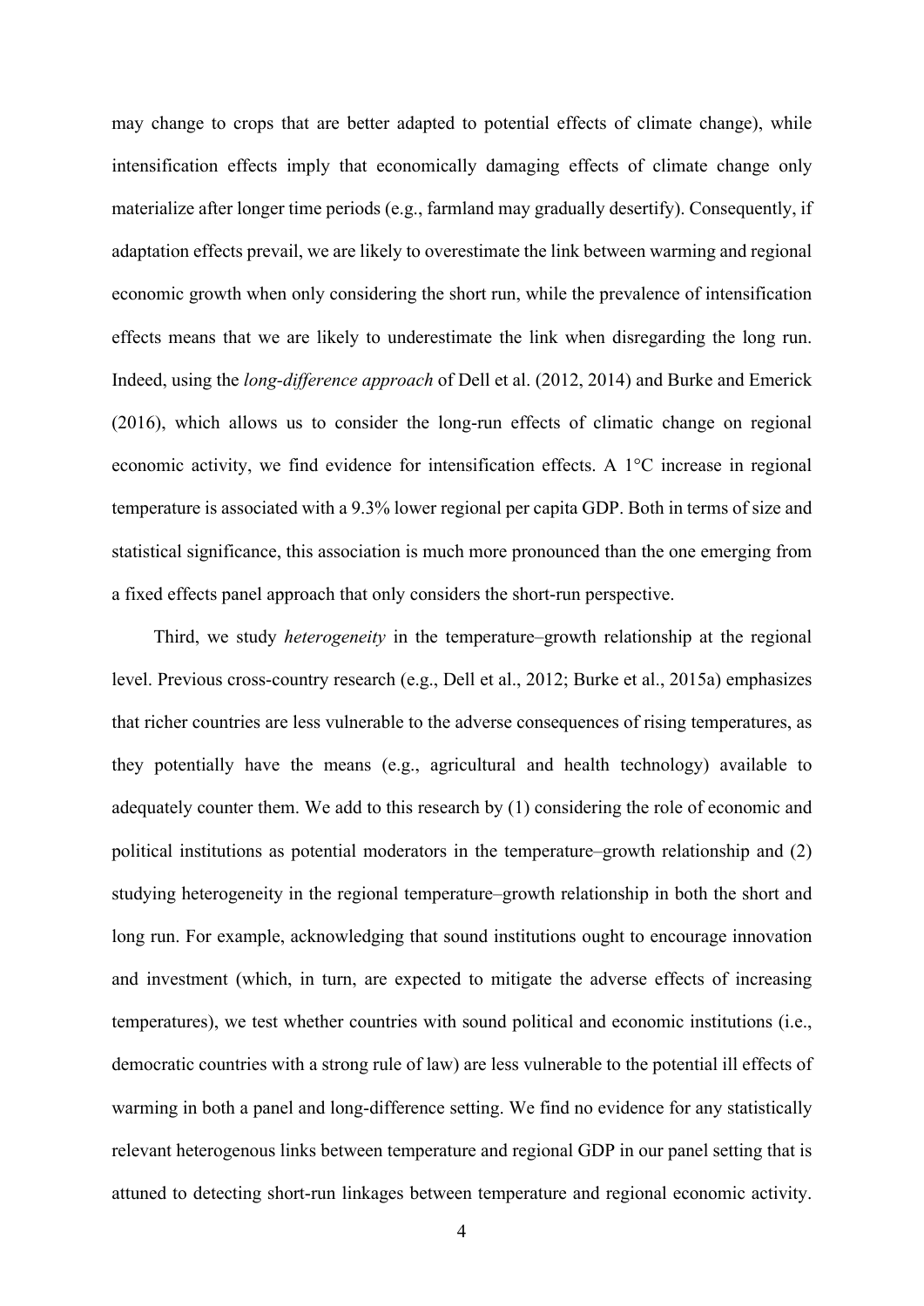may change to crops that are better adapted to potential effects of climate change), while intensification effects imply that economically damaging effects of climate change only materialize after longer time periods (e.g., farmland may gradually desertify). Consequently, if adaptation effects prevail, we are likely to overestimate the link between warming and regional economic growth when only considering the short run, while the prevalence of intensification effects means that we are likely to underestimate the link when disregarding the long run. Indeed, using the *long-difference approach* of Dell et al. (2012, 2014) and Burke and Emerick (2016), which allows us to consider the long-run effects of climatic change on regional economic activity, we find evidence for intensification effects. A 1°C increase in regional temperature is associated with a 9.3% lower regional per capita GDP. Both in terms of size and statistical significance, this association is much more pronounced than the one emerging from a fixed effects panel approach that only considers the short-run perspective.

Third, we study *heterogeneity* in the temperature–growth relationship at the regional level. Previous cross-country research (e.g., Dell et al., 2012; Burke et al., 2015a) emphasizes that richer countries are less vulnerable to the adverse consequences of rising temperatures, as they potentially have the means (e.g., agricultural and health technology) available to adequately counter them. We add to this research by (1) considering the role of economic and political institutions as potential moderators in the temperature–growth relationship and (2) studying heterogeneity in the regional temperature–growth relationship in both the short and long run. For example, acknowledging that sound institutions ought to encourage innovation and investment (which, in turn, are expected to mitigate the adverse effects of increasing temperatures), we test whether countries with sound political and economic institutions (i.e., democratic countries with a strong rule of law) are less vulnerable to the potential ill effects of warming in both a panel and long-difference setting. We find no evidence for any statistically relevant heterogenous links between temperature and regional GDP in our panel setting that is attuned to detecting short-run linkages between temperature and regional economic activity.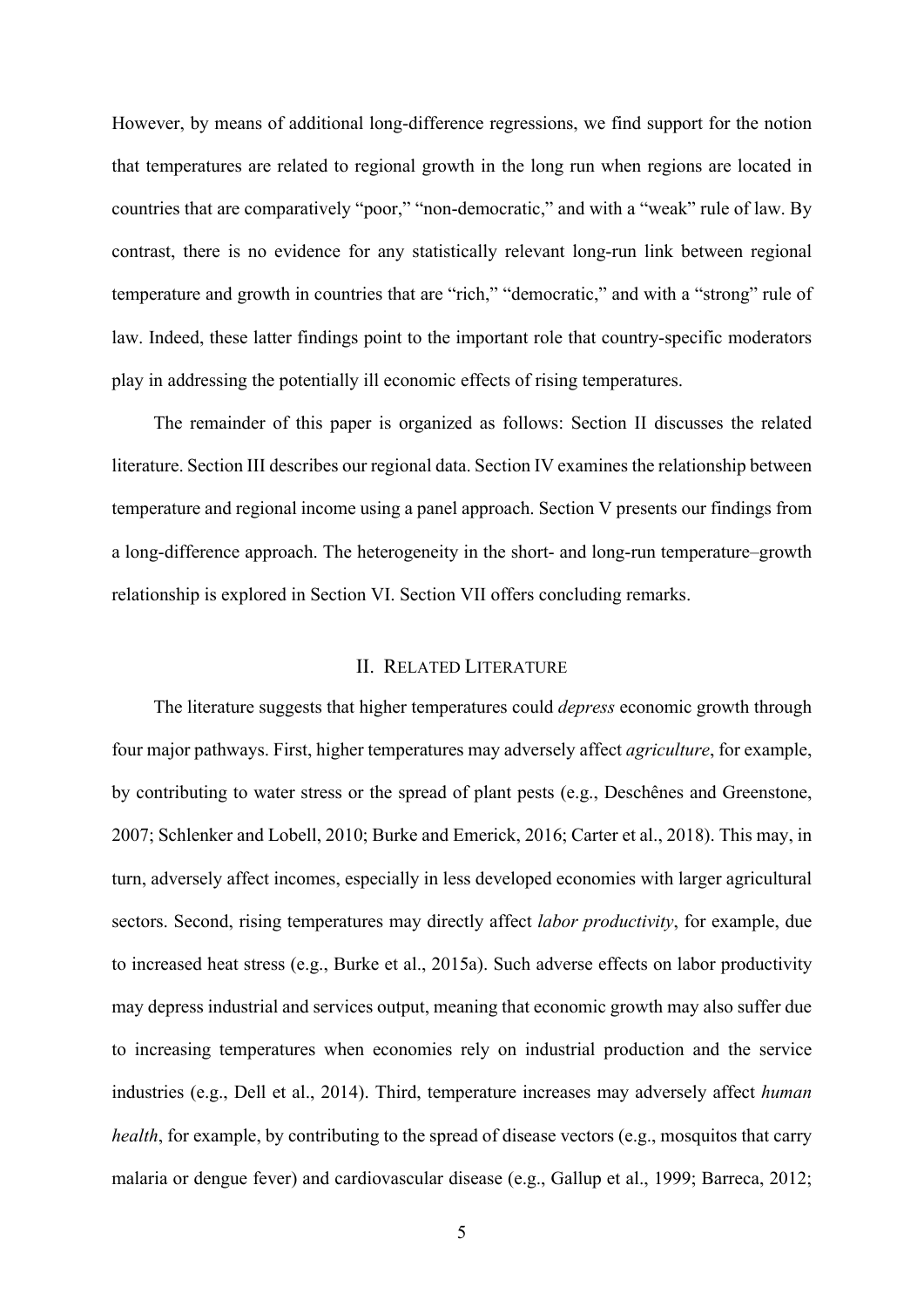However, by means of additional long-difference regressions, we find support for the notion that temperatures are related to regional growth in the long run when regions are located in countries that are comparatively "poor," "non-democratic," and with a "weak" rule of law. By contrast, there is no evidence for any statistically relevant long-run link between regional temperature and growth in countries that are "rich," "democratic," and with a "strong" rule of law. Indeed, these latter findings point to the important role that country-specific moderators play in addressing the potentially ill economic effects of rising temperatures.

The remainder of this paper is organized as follows: Section II discusses the related literature. Section III describes our regional data. Section IV examines the relationship between temperature and regional income using a panel approach. Section V presents our findings from a long-difference approach. The heterogeneity in the short- and long-run temperature–growth relationship is explored in Section VI. Section VII offers concluding remarks.

## II. Related Literature

The literature suggests that higher temperatures could *depress* economic growth through four major pathways. First, higher temperatures may adversely affect *agriculture*, for example, by contributing to water stress or the spread of plant pests (e.g., Deschênes and Greenstone, 2007; Schlenker and Lobell, 2010; Burke and Emerick, 2016; Carter et al., 2018). This may, in turn, adversely affect incomes, especially in less developed economies with larger agricultural sectors. Second, rising temperatures may directly affect *labor productivity*, for example, due to increased heat stress (e.g., Burke et al., 2015a). Such adverse effects on labor productivity may depress industrial and services output, meaning that economic growth may also suffer due to increasing temperatures when economies rely on industrial production and the service industries (e.g., Dell et al., 2014). Third, temperature increases may adversely affect *human health*, for example, by contributing to the spread of disease vectors (e.g., mosquitos that carry malaria or dengue fever) and cardiovascular disease (e.g., Gallup et al., 1999; Barreca, 2012;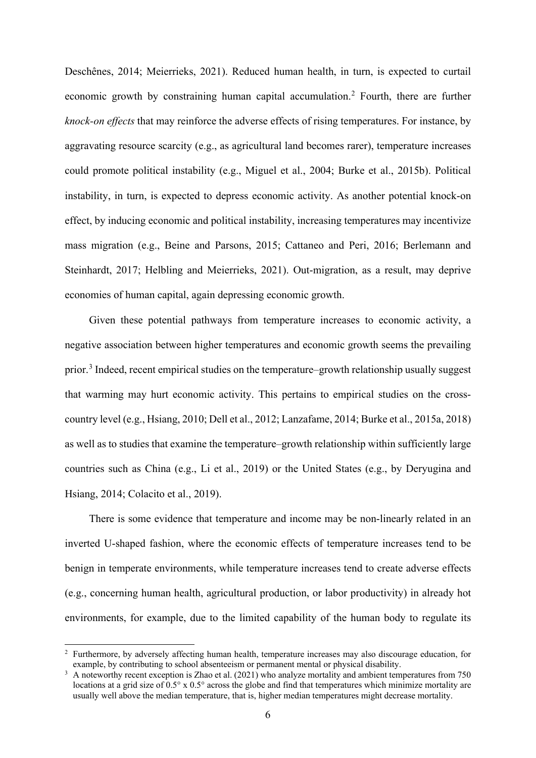Deschênes, 2014; Meierrieks, 2021). Reduced human health, in turn, is expected to curtail economic growth by constraining human capital accumulation.[2] Fourth, there are further *knock-on effects* that may reinforce the adverse effects of rising temperatures. For instance, by aggravating resource scarcity (e.g., as agricultural land becomes rarer), temperature increases could promote political instability (e.g., Miguel et al., 2004; Burke et al., 2015b). Political instability, in turn, is expected to depress economic activity. As another potential knock-on effect, by inducing economic and political instability, increasing temperatures may incentivize mass migration (e.g., Beine and Parsons, 2015; Cattaneo and Peri, 2016; Berlemann and Steinhardt, 2017; Helbling and Meierrieks, 2021). Out-migration, as a result, may deprive economies of human capital, again depressing economic growth.

Given these potential pathways from temperature increases to economic activity, a negative association between higher temperatures and economic growth seems the prevailing prior.[3] Indeed, recent empirical studies on the temperature–growth relationship usually suggest that warming may hurt economic activity. This pertains to empirical studies on the cross-country level (e.g., Hsiang, 2010; Dell et al., 2012; Lanzafame, 2014; Burke et al., 2015a, 2018) as well as to studies that examine the temperature–growth relationship within sufficiently large countries such as China (e.g., Li et al., 2019) or the United States (e.g., by Deryugina and Hsiang, 2014; Colacito et al., 2019).

There is some evidence that temperature and income may be non-linearly related in an inverted U-shaped fashion, where the economic effects of temperature increases tend to be benign in temperate environments, while temperature increases tend to create adverse effects (e.g., concerning human health, agricultural production, or labor productivity) in already hot environments, for example, due to the limited capability of the human body to regulate its

---

[2] Furthermore, by adversely affecting human health, temperature increases may also discourage education, for example, by contributing to school absenteeism or permanent mental or physical disability.

[3] A noteworthy recent exception is Zhao et al. (2021) who analyze mortality and ambient temperatures from 750 locations at a grid size of 0.5° x 0.5° across the globe and find that temperatures which minimize mortality are usually well above the median temperature, that is, higher median temperatures might decrease mortality.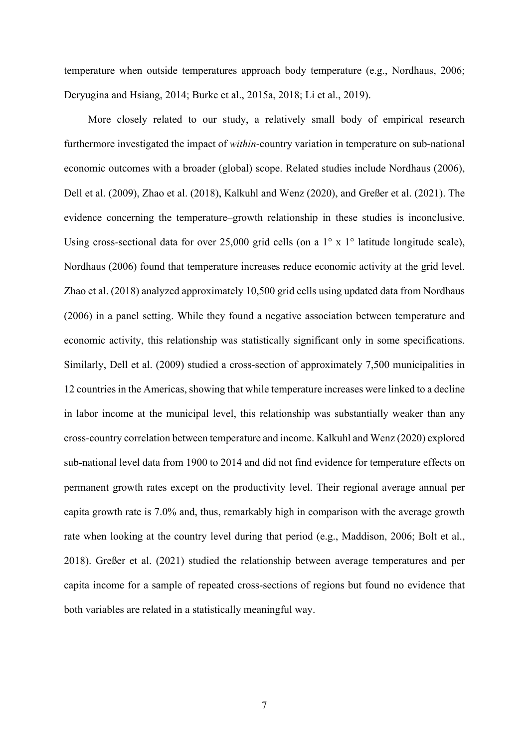temperature when outside temperatures approach body temperature (e.g., Nordhaus, 2006; Deryugina and Hsiang, 2014; Burke et al., 2015a, 2018; Li et al., 2019).

More closely related to our study, a relatively small body of empirical research furthermore investigated the impact of *within*-country variation in temperature on sub-national economic outcomes with a broader (global) scope. Related studies include Nordhaus (2006), Dell et al. (2009), Zhao et al. (2018), Kalkuhl and Wenz (2020), and Greßer et al. (2021). The evidence concerning the temperature–growth relationship in these studies is inconclusive. Using cross-sectional data for over 25,000 grid cells (on a 1° x 1° latitude longitude scale), Nordhaus (2006) found that temperature increases reduce economic activity at the grid level. Zhao et al. (2018) analyzed approximately 10,500 grid cells using updated data from Nordhaus (2006) in a panel setting. While they found a negative association between temperature and economic activity, this relationship was statistically significant only in some specifications. Similarly, Dell et al. (2009) studied a cross-section of approximately 7,500 municipalities in 12 countries in the Americas, showing that while temperature increases were linked to a decline in labor income at the municipal level, this relationship was substantially weaker than any cross-country correlation between temperature and income. Kalkuhl and Wenz (2020) explored sub-national level data from 1900 to 2014 and did not find evidence for temperature effects on permanent growth rates except on the productivity level. Their regional average annual per capita growth rate is 7.0% and, thus, remarkably high in comparison with the average growth rate when looking at the country level during that period (e.g., Maddison, 2006; Bolt et al., 2018). Greßer et al. (2021) studied the relationship between average temperatures and per capita income for a sample of repeated cross-sections of regions but found no evidence that both variables are related in a statistically meaningful way.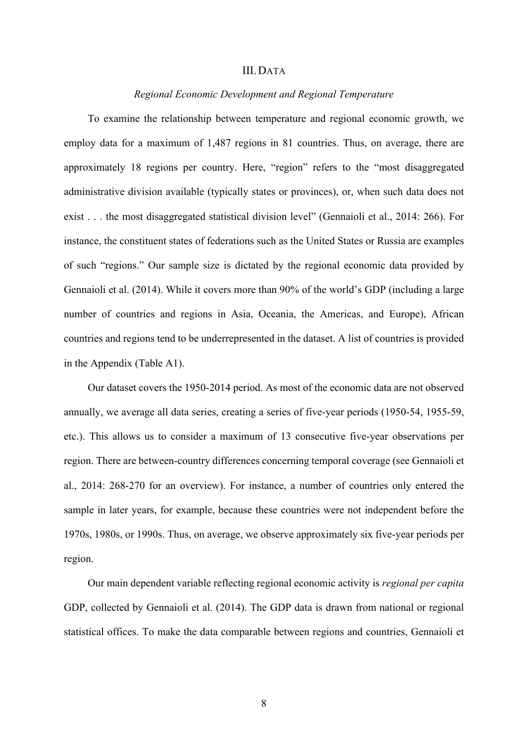## III. DATA

### *Regional Economic Development and Regional Temperature*

To examine the relationship between temperature and regional economic growth, we employ data for a maximum of 1,487 regions in 81 countries. Thus, on average, there are approximately 18 regions per country. Here, "region" refers to the "most disaggregated administrative division available (typically states or provinces), or, when such data does not exist . . . the most disaggregated statistical division level" (Gennaioli et al., 2014: 266). For instance, the constituent states of federations such as the United States or Russia are examples of such "regions." Our sample size is dictated by the regional economic data provided by Gennaioli et al. (2014). While it covers more than 90% of the world's GDP (including a large number of countries and regions in Asia, Oceania, the Americas, and Europe), African countries and regions tend to be underrepresented in the dataset. A list of countries is provided in the Appendix (Table A1).

Our dataset covers the 1950-2014 period. As most of the economic data are not observed annually, we average all data series, creating a series of five-year periods (1950-54, 1955-59, etc.). This allows us to consider a maximum of 13 consecutive five-year observations per region. There are between-country differences concerning temporal coverage (see Gennaioli et al., 2014: 268-270 for an overview). For instance, a number of countries only entered the sample in later years, for example, because these countries were not independent before the 1970s, 1980s, or 1990s. Thus, on average, we observe approximately six five-year periods per region.

Our main dependent variable reflecting regional economic activity is *regional per capita* GDP, collected by Gennaioli et al. (2014). The GDP data is drawn from national or regional statistical offices. To make the data comparable between regions and countries, Gennaioli et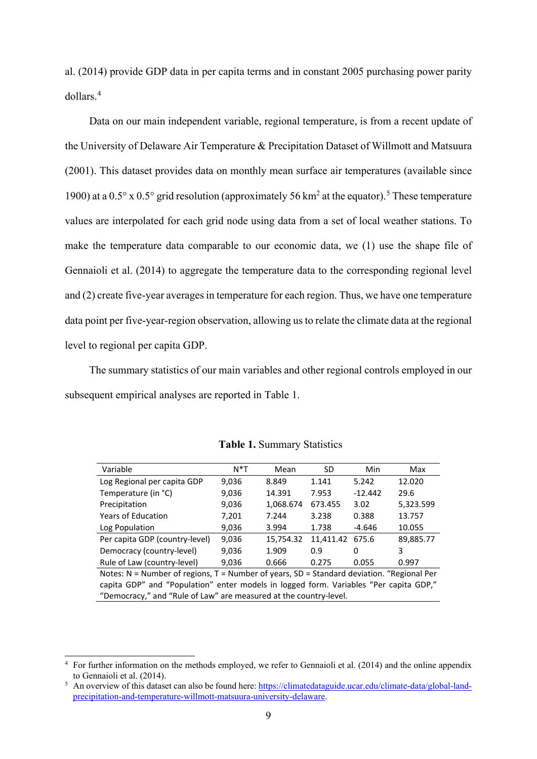al. (2014) provide GDP data in per capita terms and in constant 2005 purchasing power parity dollars.[4]

Data on our main independent variable, regional temperature, is from a recent update of the University of Delaware Air Temperature & Precipitation Dataset of Willmott and Matsuura (2001). This dataset provides data on monthly mean surface air temperatures (available since 1900) at a 0.5° x 0.5° grid resolution (approximately 56 km$^2$ at the equator).[5] These temperature values are interpolated for each grid node using data from a set of local weather stations. To make the temperature data comparable to our economic data, we (1) use the shape file of Gennaioli et al. (2014) to aggregate the temperature data to the corresponding regional level and (2) create five-year averages in temperature for each region. Thus, we have one temperature data point per five-year-region observation, allowing us to relate the climate data at the regional level to regional per capita GDP.

The summary statistics of our main variables and other regional controls employed in our subsequent empirical analyses are reported in Table 1.

**Table 1.** Summary Statistics

| Variable | N*T | Mean | SD | Min | Max |
|---|---|---|---|---|---|
| Log Regional per capita GDP | 9,036 | 8.849 | 1.141 | 5.242 | 12.020 |
| Temperature (in °C) | 9,036 | 14.391 | 7.953 | -12.442 | 29.6 |
| Precipitation | 9,036 | 1,068.674 | 673.455 | 3.02 | 5,323.599 |
| Years of Education | 7,201 | 7.244 | 3.238 | 0.388 | 13.757 |
| Log Population | 9,036 | 3.994 | 1.738 | -4.646 | 10.055 |
| Per capita GDP (country-level) | 9,036 | 15,754.32 | 11,411.42 | 675.6 | 89,885.77 |
| Democracy (country-level) | 9,036 | 1.909 | 0.9 | 0 | 3 |
| Rule of Law (country-level) | 9,036 | 0.666 | 0.275 | 0.055 | 0.997 |

Notes: N = Number of regions, T = Number of years, SD = Standard deviation. "Regional Per capita GDP" and "Population" enter models in logged form. Variables "Per capita GDP," "Democracy," and "Rule of Law" are measured at the country-level.

[4] For further information on the methods employed, we refer to Gennaioli et al. (2014) and the online appendix to Gennaioli et al. (2014).

[5] An overview of this dataset can also be found here: https://climatedataguide.ucar.edu/climate-data/global-land-precipitation-and-temperature-willmott-matsuura-university-delaware.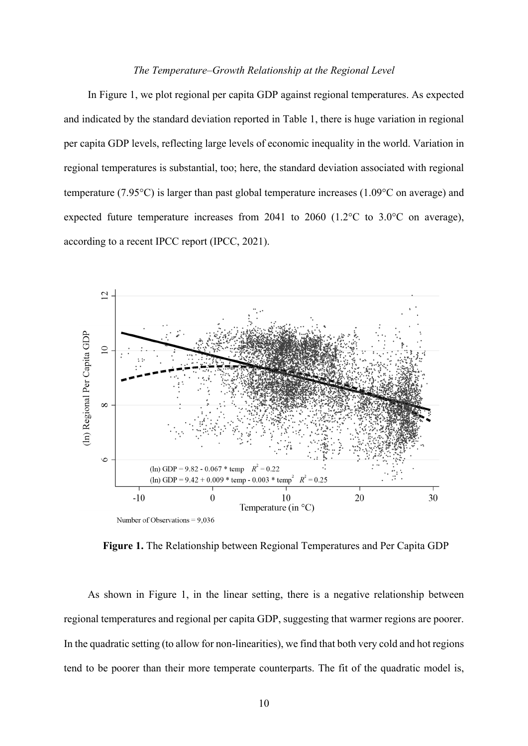*The Temperature–Growth Relationship at the Regional Level*

In Figure 1, we plot regional per capita GDP against regional temperatures. As expected and indicated by the standard deviation reported in Table 1, there is huge variation in regional per capita GDP levels, reflecting large levels of economic inequality in the world. Variation in regional temperatures is substantial, too; here, the standard deviation associated with regional temperature (7.95°C) is larger than past global temperature increases (1.09°C on average) and expected future temperature increases from 2041 to 2060 (1.2°C to 3.0°C on average), according to a recent IPCC report (IPCC, 2021).

**Figure 1.** The Relationship between Regional Temperatures and Per Capita GDP

As shown in Figure 1, in the linear setting, there is a negative relationship between regional temperatures and regional per capita GDP, suggesting that warmer regions are poorer. In the quadratic setting (to allow for non-linearities), we find that both very cold and hot regions tend to be poorer than their more temperate counterparts. The fit of the quadratic model is,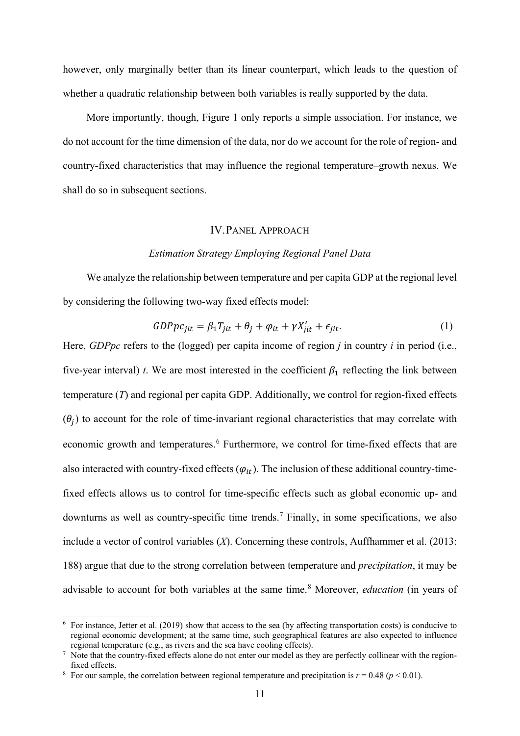however, only marginally better than its linear counterpart, which leads to the question of whether a quadratic relationship between both variables is really supported by the data.

More importantly, though, Figure 1 only reports a simple association. For instance, we do not account for the time dimension of the data, nor do we account for the role of region- and country-fixed characteristics that may influence the regional temperature–growth nexus. We shall do so in subsequent sections.

## IV. Panel Approach

### *Estimation Strategy Employing Regional Panel Data*

We analyze the relationship between temperature and per capita GDP at the regional level by considering the following two-way fixed effects model:

$$GDPpc_{jit} = \beta_1 T_{jit} + \theta_j + \varphi_{it} + \gamma X'_{jit} + \epsilon_{jit}. \tag{1}$$

Here, *GDPpc* refers to the (logged) per capita income of region *j* in country *i* in period (i.e., five-year interval) *t*. We are most interested in the coefficient $\beta_1$ reflecting the link between temperature (*T*) and regional per capita GDP. Additionally, we control for region-fixed effects ($\theta_j$) to account for the role of time-invariant regional characteristics that may correlate with economic growth and temperatures.[6] Furthermore, we control for time-fixed effects that are also interacted with country-fixed effects ($\varphi_{it}$). The inclusion of these additional country-time-fixed effects allows us to control for time-specific effects such as global economic up- and downturns as well as country-specific time trends.[7] Finally, in some specifications, we also include a vector of control variables (*X*). Concerning these controls, Auffhammer et al. (2013: 188) argue that due to the strong correlation between temperature and *precipitation*, it may be advisable to account for both variables at the same time.[8] Moreover, *education* (in years of

---

[6] For instance, Jetter et al. (2019) show that access to the sea (by affecting transportation costs) is conducive to regional economic development; at the same time, such geographical features are also expected to influence regional temperature (e.g., as rivers and the sea have cooling effects).

[7] Note that the country-fixed effects alone do not enter our model as they are perfectly collinear with the region-fixed effects.

[8] For our sample, the correlation between regional temperature and precipitation is $r = 0.48$ ($p < 0.01$).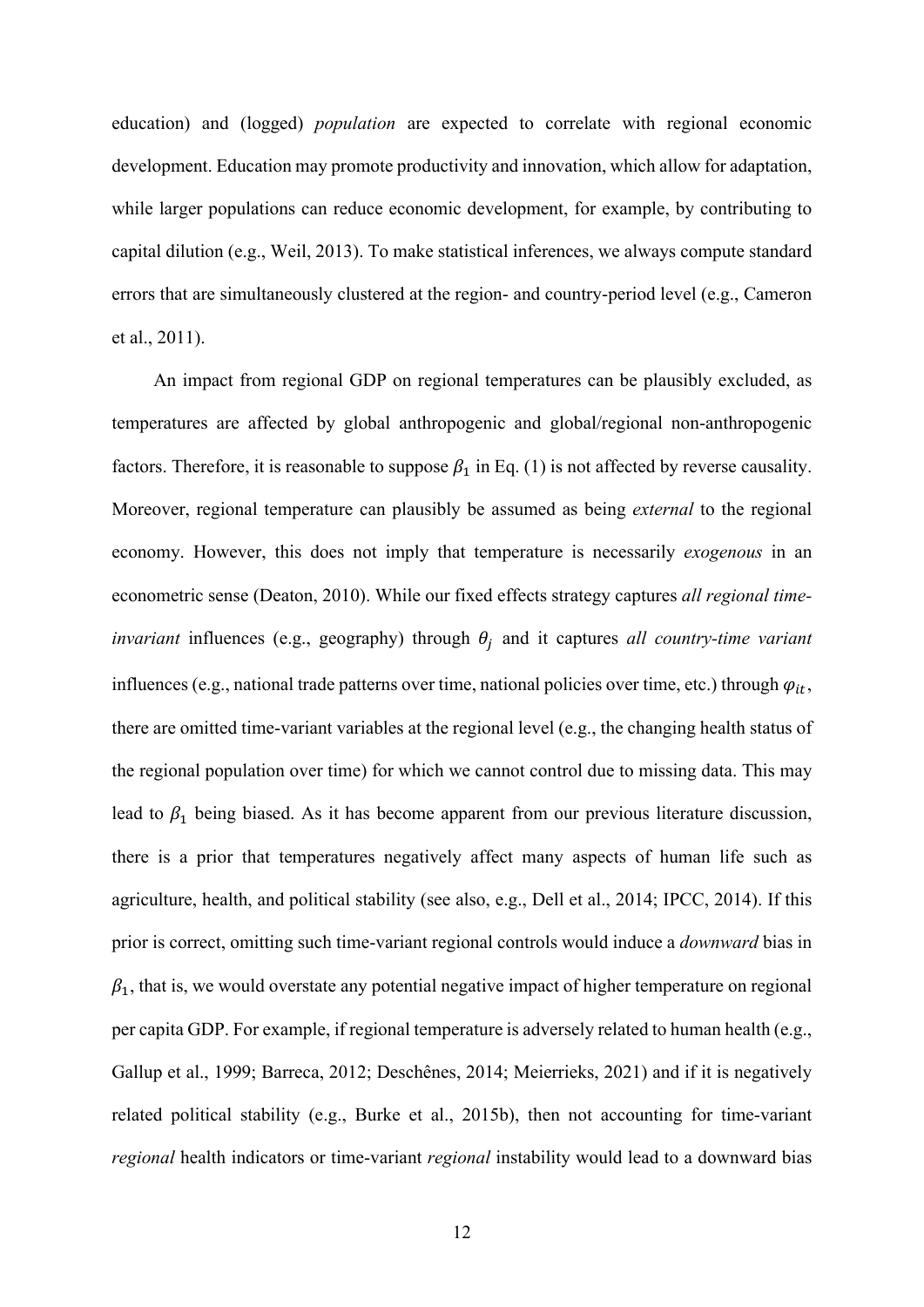education) and (logged) *population* are expected to correlate with regional economic development. Education may promote productivity and innovation, which allow for adaptation, while larger populations can reduce economic development, for example, by contributing to capital dilution (e.g., Weil, 2013). To make statistical inferences, we always compute standard errors that are simultaneously clustered at the region- and country-period level (e.g., Cameron et al., 2011).

An impact from regional GDP on regional temperatures can be plausibly excluded, as temperatures are affected by global anthropogenic and global/regional non-anthropogenic factors. Therefore, it is reasonable to suppose $\beta_1$ in Eq. (1) is not affected by reverse causality. Moreover, regional temperature can plausibly be assumed as being *external* to the regional economy. However, this does not imply that temperature is necessarily *exogenous* in an econometric sense (Deaton, 2010). While our fixed effects strategy captures *all regional time-invariant* influences (e.g., geography) through $\theta_j$ and it captures *all country-time variant* influences (e.g., national trade patterns over time, national policies over time, etc.) through $\varphi_{it}$, there are omitted time-variant variables at the regional level (e.g., the changing health status of the regional population over time) for which we cannot control due to missing data. This may lead to $\beta_1$ being biased. As it has become apparent from our previous literature discussion, there is a prior that temperatures negatively affect many aspects of human life such as agriculture, health, and political stability (see also, e.g., Dell et al., 2014; IPCC, 2014). If this prior is correct, omitting such time-variant regional controls would induce a *downward* bias in $\beta_1$, that is, we would overstate any potential negative impact of higher temperature on regional per capita GDP. For example, if regional temperature is adversely related to human health (e.g., Gallup et al., 1999; Barreca, 2012; Deschênes, 2014; Meierrieks, 2021) and if it is negatively related political stability (e.g., Burke et al., 2015b), then not accounting for time-variant *regional* health indicators or time-variant *regional* instability would lead to a downward bias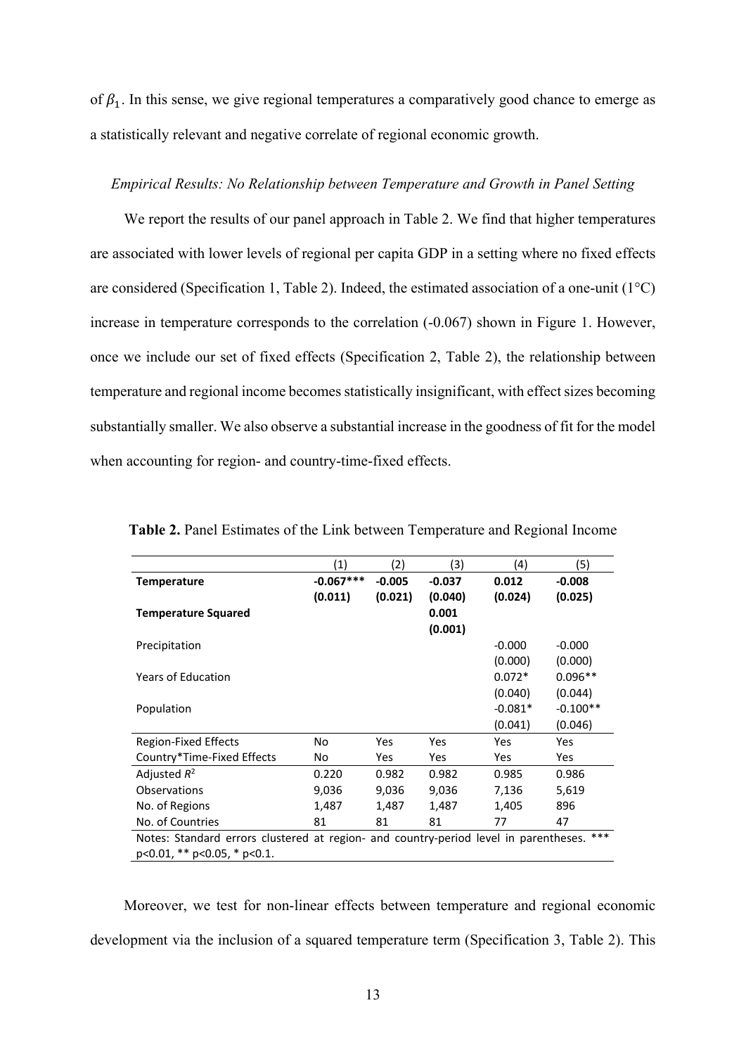of $\beta_1$. In this sense, we give regional temperatures a comparatively good chance to emerge as a statistically relevant and negative correlate of regional economic growth.

*Empirical Results: No Relationship between Temperature and Growth in Panel Setting*

We report the results of our panel approach in Table 2. We find that higher temperatures are associated with lower levels of regional per capita GDP in a setting where no fixed effects are considered (Specification 1, Table 2). Indeed, the estimated association of a one-unit (1°C) increase in temperature corresponds to the correlation (-0.067) shown in Figure 1. However, once we include our set of fixed effects (Specification 2, Table 2), the relationship between temperature and regional income becomes statistically insignificant, with effect sizes becoming substantially smaller. We also observe a substantial increase in the goodness of fit for the model when accounting for region- and country-time-fixed effects.

**Table 2.** Panel Estimates of the Link between Temperature and Regional Income

| | (1) | (2) | (3) | (4) | (5) |
|---|---|---|---|---|---|
| **Temperature** | **-0.067*****<br>**(0.011)** | **-0.005**<br>**(0.021)** | **-0.037**<br>**(0.040)** | **0.012**<br>**(0.024)** | **-0.008**<br>**(0.025)** |
| **Temperature Squared** | | | **0.001**<br>**(0.001)** | | |
| Precipitation | | | | -0.000<br>(0.000) | -0.000<br>(0.000) |
| Years of Education | | | | 0.072*<br>(0.040) | 0.096**<br>(0.044) |
| Population | | | | -0.081*<br>(0.041) | -0.100**<br>(0.046) |
| Region-Fixed Effects | No | Yes | Yes | Yes | Yes |
| Country*Time-Fixed Effects | No | Yes | Yes | Yes | Yes |
| Adjusted $R^2$ | 0.220 | 0.982 | 0.982 | 0.985 | 0.986 |
| Observations | 9,036 | 9,036 | 9,036 | 7,136 | 5,619 |
| No. of Regions | 1,487 | 1,487 | 1,487 | 1,405 | 896 |
| No. of Countries | 81 | 81 | 81 | 77 | 47 |

Notes: Standard errors clustered at region- and country-period level in parentheses. *** p<0.01, ** p<0.05, * p<0.1.

Moreover, we test for non-linear effects between temperature and regional economic development via the inclusion of a squared temperature term (Specification 3, Table 2). This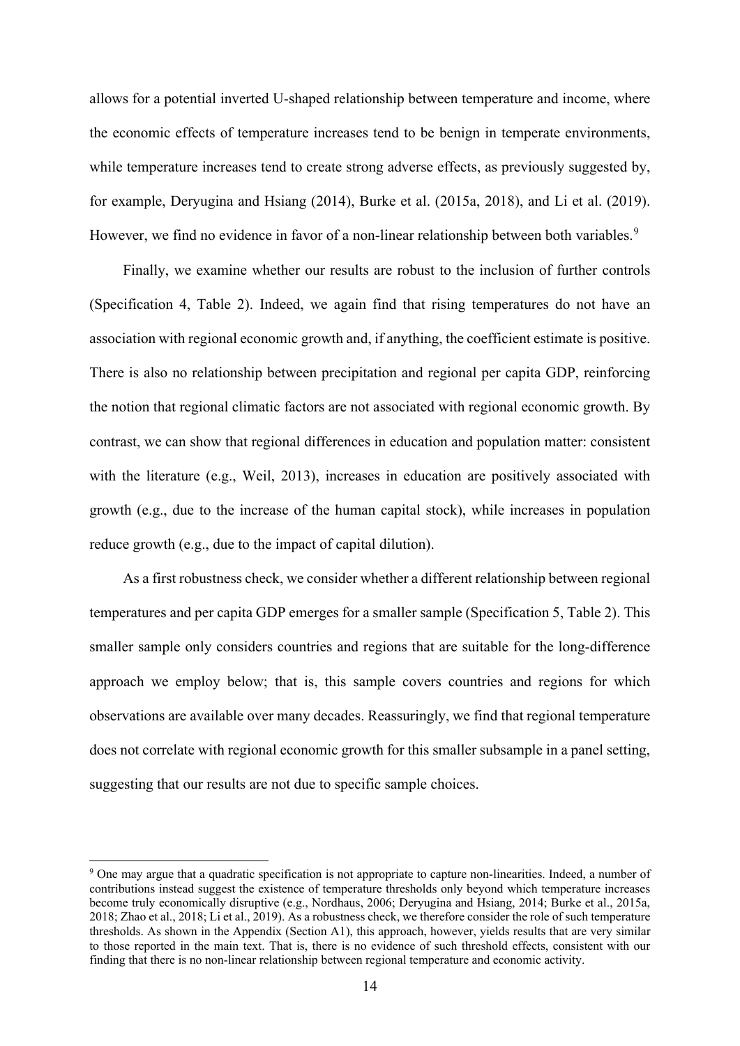allows for a potential inverted U-shaped relationship between temperature and income, where the economic effects of temperature increases tend to be benign in temperate environments, while temperature increases tend to create strong adverse effects, as previously suggested by, for example, Deryugina and Hsiang (2014), Burke et al. (2015a, 2018), and Li et al. (2019). However, we find no evidence in favor of a non-linear relationship between both variables.[9]

Finally, we examine whether our results are robust to the inclusion of further controls (Specification 4, Table 2). Indeed, we again find that rising temperatures do not have an association with regional economic growth and, if anything, the coefficient estimate is positive. There is also no relationship between precipitation and regional per capita GDP, reinforcing the notion that regional climatic factors are not associated with regional economic growth. By contrast, we can show that regional differences in education and population matter: consistent with the literature (e.g., Weil, 2013), increases in education are positively associated with growth (e.g., due to the increase of the human capital stock), while increases in population reduce growth (e.g., due to the impact of capital dilution).

As a first robustness check, we consider whether a different relationship between regional temperatures and per capita GDP emerges for a smaller sample (Specification 5, Table 2). This smaller sample only considers countries and regions that are suitable for the long-difference approach we employ below; that is, this sample covers countries and regions for which observations are available over many decades. Reassuringly, we find that regional temperature does not correlate with regional economic growth for this smaller subsample in a panel setting, suggesting that our results are not due to specific sample choices.

[9] One may argue that a quadratic specification is not appropriate to capture non-linearities. Indeed, a number of contributions instead suggest the existence of temperature thresholds only beyond which temperature increases become truly economically disruptive (e.g., Nordhaus, 2006; Deryugina and Hsiang, 2014; Burke et al., 2015a, 2018; Zhao et al., 2018; Li et al., 2019). As a robustness check, we therefore consider the role of such temperature thresholds. As shown in the Appendix (Section A1), this approach, however, yields results that are very similar to those reported in the main text. That is, there is no evidence of such threshold effects, consistent with our finding that there is no non-linear relationship between regional temperature and economic activity.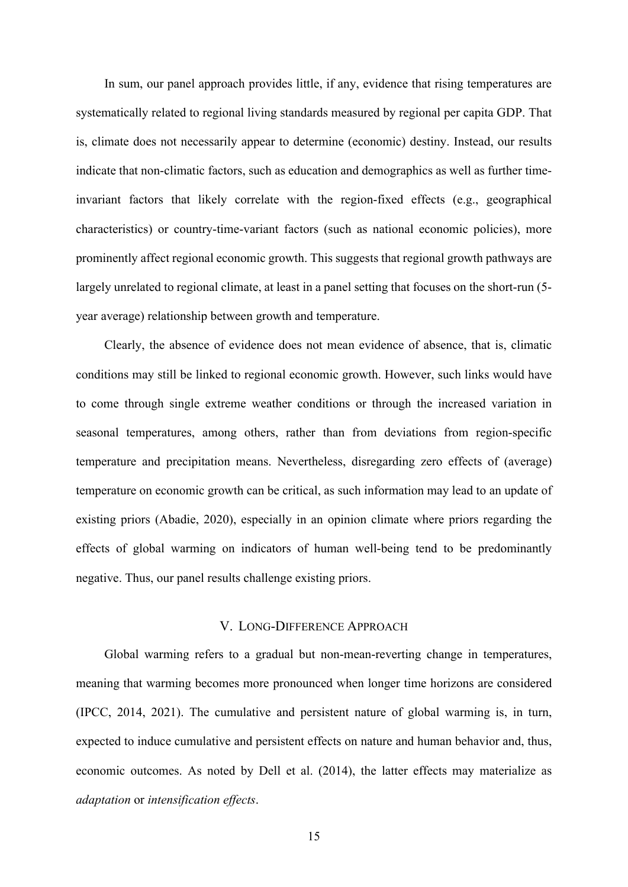In sum, our panel approach provides little, if any, evidence that rising temperatures are systematically related to regional living standards measured by regional per capita GDP. That is, climate does not necessarily appear to determine (economic) destiny. Instead, our results indicate that non-climatic factors, such as education and demographics as well as further time-invariant factors that likely correlate with the region-fixed effects (e.g., geographical characteristics) or country-time-variant factors (such as national economic policies), more prominently affect regional economic growth. This suggests that regional growth pathways are largely unrelated to regional climate, at least in a panel setting that focuses on the short-run (5-year average) relationship between growth and temperature.

Clearly, the absence of evidence does not mean evidence of absence, that is, climatic conditions may still be linked to regional economic growth. However, such links would have to come through single extreme weather conditions or through the increased variation in seasonal temperatures, among others, rather than from deviations from region-specific temperature and precipitation means. Nevertheless, disregarding zero effects of (average) temperature on economic growth can be critical, as such information may lead to an update of existing priors (Abadie, 2020), especially in an opinion climate where priors regarding the effects of global warming on indicators of human well-being tend to be predominantly negative. Thus, our panel results challenge existing priors.

## V. LONG-DIFFERENCE APPROACH

Global warming refers to a gradual but non-mean-reverting change in temperatures, meaning that warming becomes more pronounced when longer time horizons are considered (IPCC, 2014, 2021). The cumulative and persistent nature of global warming is, in turn, expected to induce cumulative and persistent effects on nature and human behavior and, thus, economic outcomes. As noted by Dell et al. (2014), the latter effects may materialize as *adaptation* or *intensification effects*.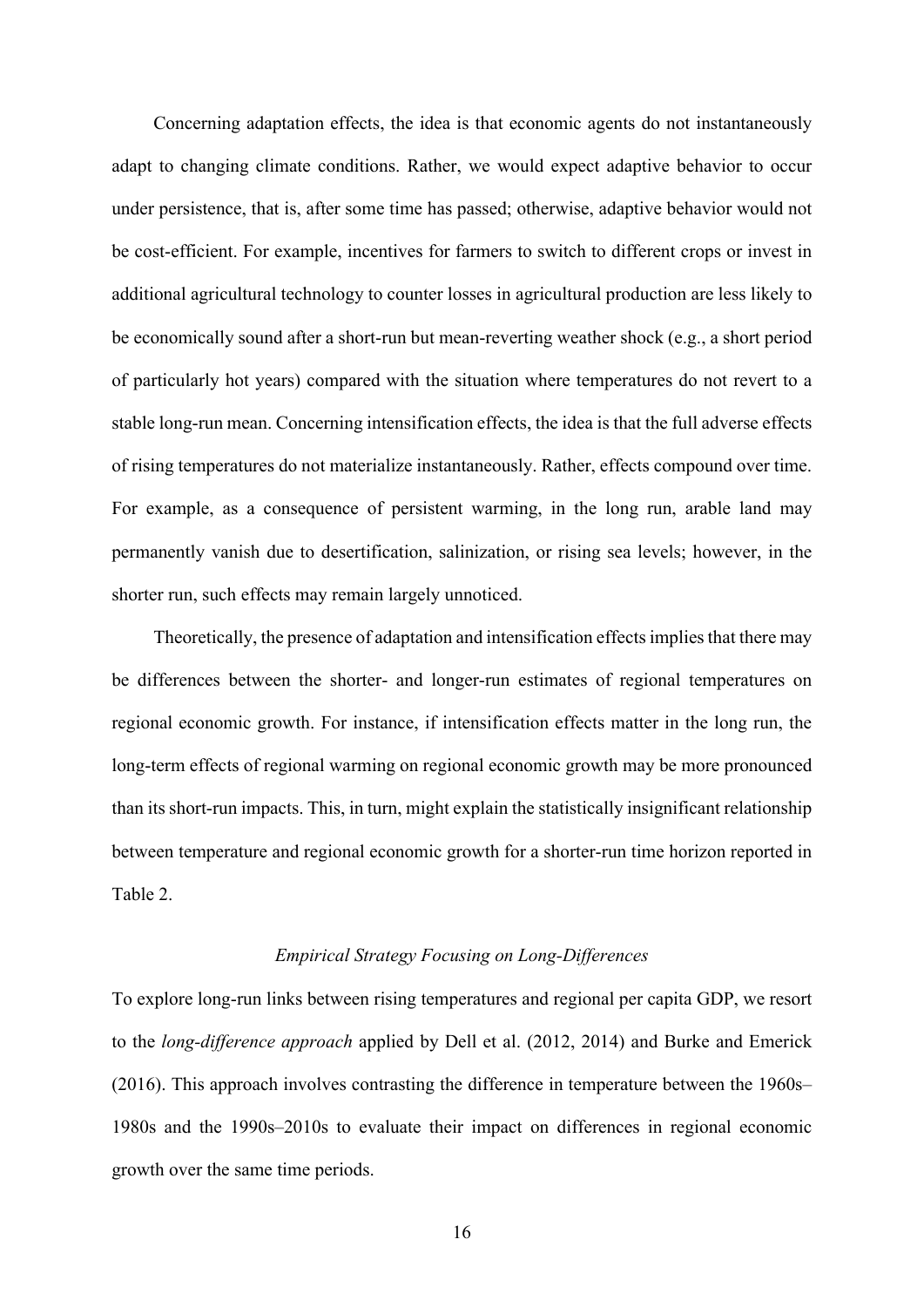Concerning adaptation effects, the idea is that economic agents do not instantaneously adapt to changing climate conditions. Rather, we would expect adaptive behavior to occur under persistence, that is, after some time has passed; otherwise, adaptive behavior would not be cost-efficient. For example, incentives for farmers to switch to different crops or invest in additional agricultural technology to counter losses in agricultural production are less likely to be economically sound after a short-run but mean-reverting weather shock (e.g., a short period of particularly hot years) compared with the situation where temperatures do not revert to a stable long-run mean. Concerning intensification effects, the idea is that the full adverse effects of rising temperatures do not materialize instantaneously. Rather, effects compound over time. For example, as a consequence of persistent warming, in the long run, arable land may permanently vanish due to desertification, salinization, or rising sea levels; however, in the shorter run, such effects may remain largely unnoticed.

Theoretically, the presence of adaptation and intensification effects implies that there may be differences between the shorter- and longer-run estimates of regional temperatures on regional economic growth. For instance, if intensification effects matter in the long run, the long-term effects of regional warming on regional economic growth may be more pronounced than its short-run impacts. This, in turn, might explain the statistically insignificant relationship between temperature and regional economic growth for a shorter-run time horizon reported in Table 2.

### *Empirical Strategy Focusing on Long-Differences*

To explore long-run links between rising temperatures and regional per capita GDP, we resort to the *long-difference approach* applied by Dell et al. (2012, 2014) and Burke and Emerick (2016). This approach involves contrasting the difference in temperature between the 1960s–1980s and the 1990s–2010s to evaluate their impact on differences in regional economic growth over the same time periods.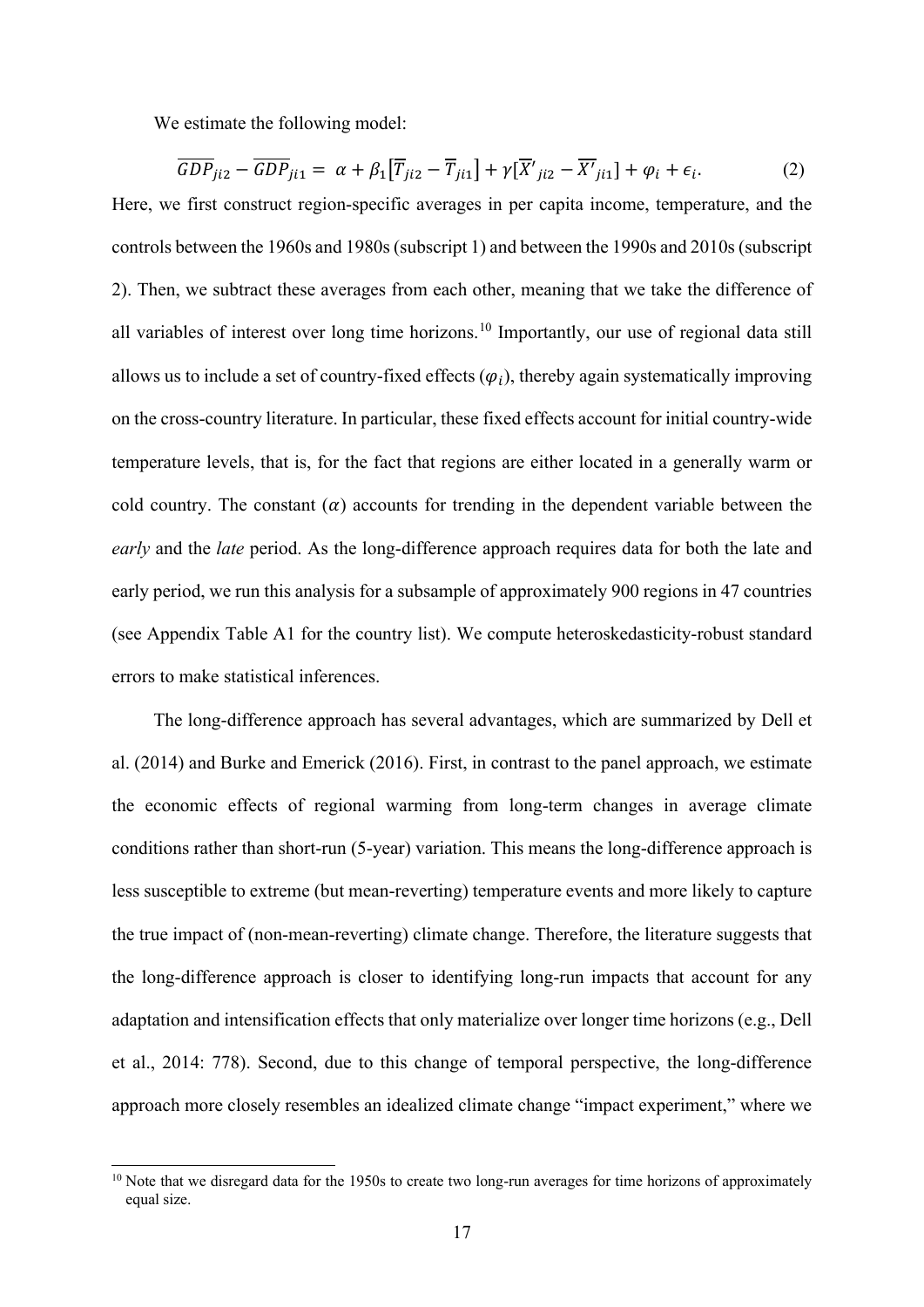We estimate the following model:

$$\overline{GDP}_{ji2} - \overline{GDP}_{ji1} = \alpha + \beta_1 [\overline{T}_{ji2} - \overline{T}_{ji1}] + \gamma[\overline{X'}_{ji2} - \overline{X'}_{ji1}] + \varphi_i + \epsilon_i. \qquad (2)$$

Here, we first construct region-specific averages in per capita income, temperature, and the controls between the 1960s and 1980s (subscript 1) and between the 1990s and 2010s (subscript 2). Then, we subtract these averages from each other, meaning that we take the difference of all variables of interest over long time horizons.[10] Importantly, our use of regional data still allows us to include a set of country-fixed effects ($\varphi_i$), thereby again systematically improving on the cross-country literature. In particular, these fixed effects account for initial country-wide temperature levels, that is, for the fact that regions are either located in a generally warm or cold country. The constant ($\alpha$) accounts for trending in the dependent variable between the *early* and the *late* period. As the long-difference approach requires data for both the late and early period, we run this analysis for a subsample of approximately 900 regions in 47 countries (see Appendix Table A1 for the country list). We compute heteroskedasticity-robust standard errors to make statistical inferences.

The long-difference approach has several advantages, which are summarized by Dell et al. (2014) and Burke and Emerick (2016). First, in contrast to the panel approach, we estimate the economic effects of regional warming from long-term changes in average climate conditions rather than short-run (5-year) variation. This means the long-difference approach is less susceptible to extreme (but mean-reverting) temperature events and more likely to capture the true impact of (non-mean-reverting) climate change. Therefore, the literature suggests that the long-difference approach is closer to identifying long-run impacts that account for any adaptation and intensification effects that only materialize over longer time horizons (e.g., Dell et al., 2014: 778). Second, due to this change of temporal perspective, the long-difference approach more closely resembles an idealized climate change "impact experiment," where we

[10] Note that we disregard data for the 1950s to create two long-run averages for time horizons of approximately equal size.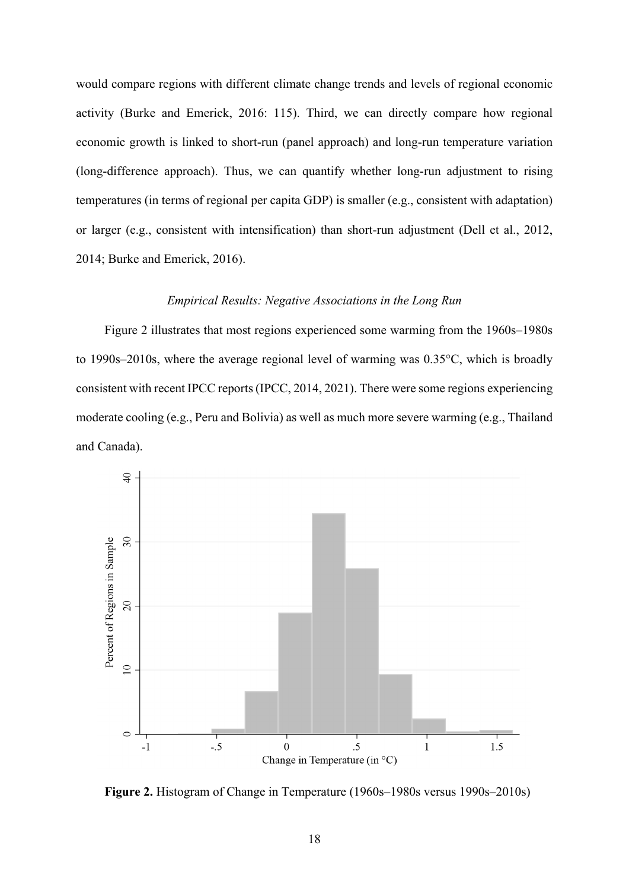would compare regions with different climate change trends and levels of regional economic activity (Burke and Emerick, 2016: 115). Third, we can directly compare how regional economic growth is linked to short-run (panel approach) and long-run temperature variation (long-difference approach). Thus, we can quantify whether long-run adjustment to rising temperatures (in terms of regional per capita GDP) is smaller (e.g., consistent with adaptation) or larger (e.g., consistent with intensification) than short-run adjustment (Dell et al., 2012, 2014; Burke and Emerick, 2016).

### *Empirical Results: Negative Associations in the Long Run*

Figure 2 illustrates that most regions experienced some warming from the 1960s–1980s to 1990s–2010s, where the average regional level of warming was 0.35°C, which is broadly consistent with recent IPCC reports (IPCC, 2014, 2021). There were some regions experiencing moderate cooling (e.g., Peru and Bolivia) as well as much more severe warming (e.g., Thailand and Canada).

**Figure 2.** Histogram of Change in Temperature (1960s–1980s versus 1990s–2010s)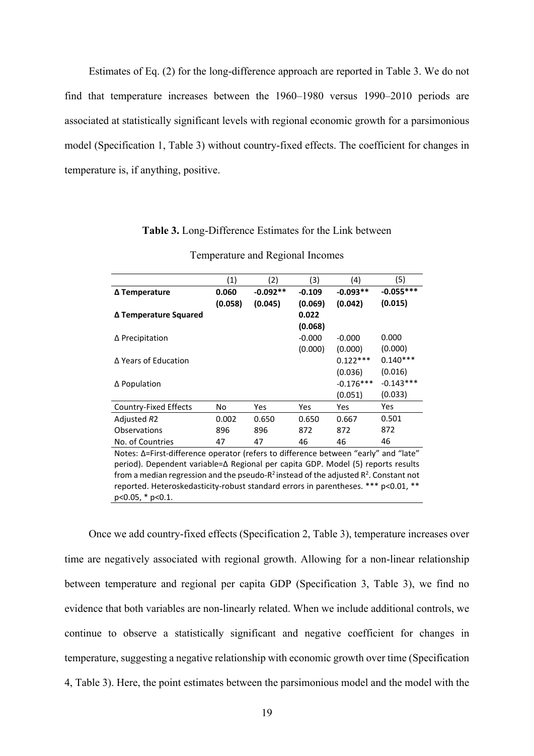Estimates of Eq. (2) for the long-difference approach are reported in Table 3. We do not find that temperature increases between the 1960–1980 versus 1990–2010 periods are associated at statistically significant levels with regional economic growth for a parsimonious model (Specification 1, Table 3) without country-fixed effects. The coefficient for changes in temperature is, if anything, positive.

**Table 3.** Long-Difference Estimates for the Link between Temperature and Regional Incomes

| | (1) | (2) | (3) | (4) | (5) |
|---|---|---|---|---|---|
| **Δ Temperature** | **0.060** | **-0.092\*\*** | **-0.109** | **-0.093\*\*** | **-0.055\*\*\*** |
| | **(0.058)** | **(0.045)** | **(0.069)** | **(0.042)** | **(0.015)** |
| **Δ Temperature Squared** | | | **0.022** | | |
| | | | **(0.068)** | | |
| Δ Precipitation | | | -0.000 | -0.000 | 0.000 |
| | | | (0.000) | (0.000) | (0.000) |
| Δ Years of Education | | | | 0.122*** | 0.140*** |
| | | | | (0.036) | (0.016) |
| Δ Population | | | | -0.176*** | -0.143*** |
| | | | | (0.051) | (0.033) |
| Country-Fixed Effects | No | Yes | Yes | Yes | Yes |
| Adjusted *R2* | 0.002 | 0.650 | 0.650 | 0.667 | 0.501 |
| Observations | 896 | 896 | 872 | 872 | 872 |
| No. of Countries | 47 | 47 | 46 | 46 | 46 |

Notes: Δ=First-difference operator (refers to difference between "early" and "late" period). Dependent variable=Δ Regional per capita GDP. Model (5) reports results from a median regression and the pseudo-$R^2$ instead of the adjusted $R^2$. Constant not reported. Heteroskedasticity-robust standard errors in parentheses. *** p<0.01, ** p<0.05, * p<0.1.

Once we add country-fixed effects (Specification 2, Table 3), temperature increases over time are negatively associated with regional growth. Allowing for a non-linear relationship between temperature and regional per capita GDP (Specification 3, Table 3), we find no evidence that both variables are non-linearly related. When we include additional controls, we continue to observe a statistically significant and negative coefficient for changes in temperature, suggesting a negative relationship with economic growth over time (Specification 4, Table 3). Here, the point estimates between the parsimonious model and the model with the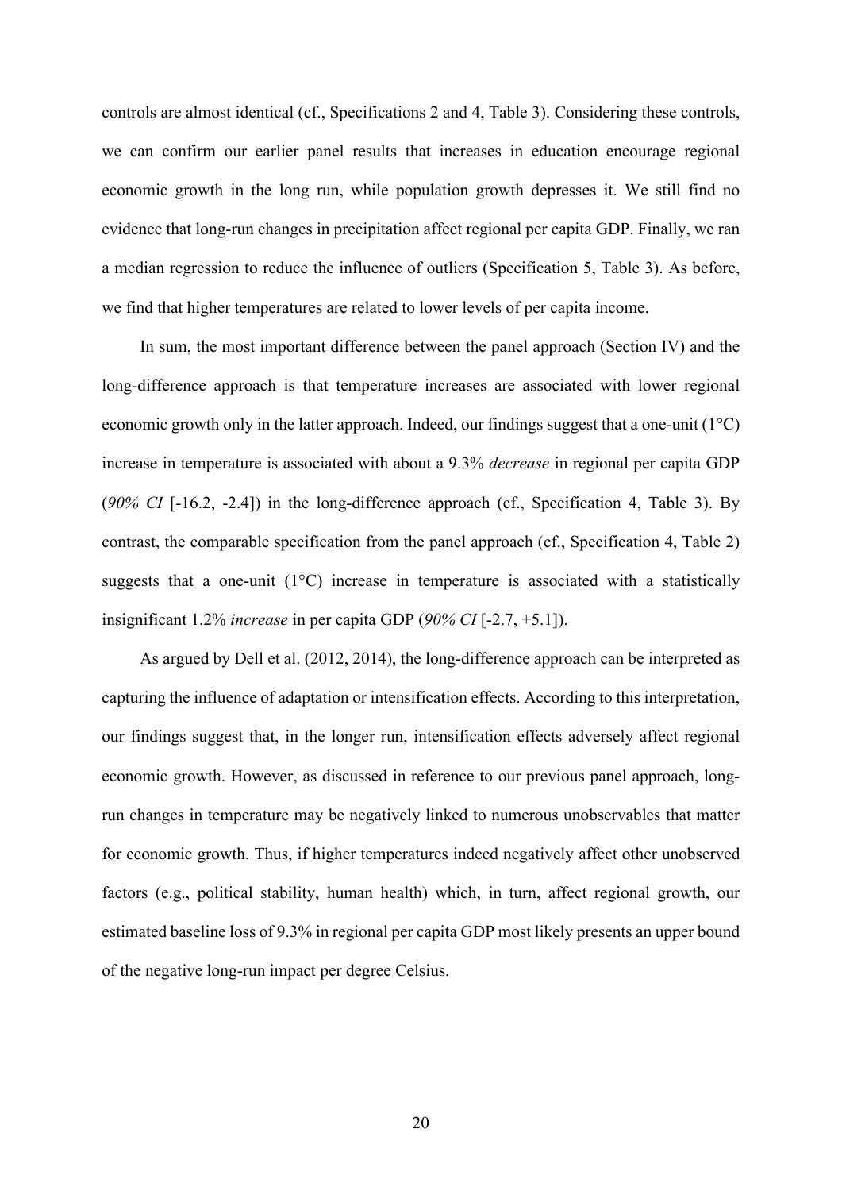controls are almost identical (cf., Specifications 2 and 4, Table 3). Considering these controls, we can confirm our earlier panel results that increases in education encourage regional economic growth in the long run, while population growth depresses it. We still find no evidence that long-run changes in precipitation affect regional per capita GDP. Finally, we ran a median regression to reduce the influence of outliers (Specification 5, Table 3). As before, we find that higher temperatures are related to lower levels of per capita income.

In sum, the most important difference between the panel approach (Section IV) and the long-difference approach is that temperature increases are associated with lower regional economic growth only in the latter approach. Indeed, our findings suggest that a one-unit (1°C) increase in temperature is associated with about a 9.3% *decrease* in regional per capita GDP (*90% CI* [-16.2, -2.4]) in the long-difference approach (cf., Specification 4, Table 3). By contrast, the comparable specification from the panel approach (cf., Specification 4, Table 2) suggests that a one-unit (1°C) increase in temperature is associated with a statistically insignificant 1.2% *increase* in per capita GDP (*90% CI* [-2.7, +5.1]).

As argued by Dell et al. (2012, 2014), the long-difference approach can be interpreted as capturing the influence of adaptation or intensification effects. According to this interpretation, our findings suggest that, in the longer run, intensification effects adversely affect regional economic growth. However, as discussed in reference to our previous panel approach, long-run changes in temperature may be negatively linked to numerous unobservables that matter for economic growth. Thus, if higher temperatures indeed negatively affect other unobserved factors (e.g., political stability, human health) which, in turn, affect regional growth, our estimated baseline loss of 9.3% in regional per capita GDP most likely presents an upper bound of the negative long-run impact per degree Celsius.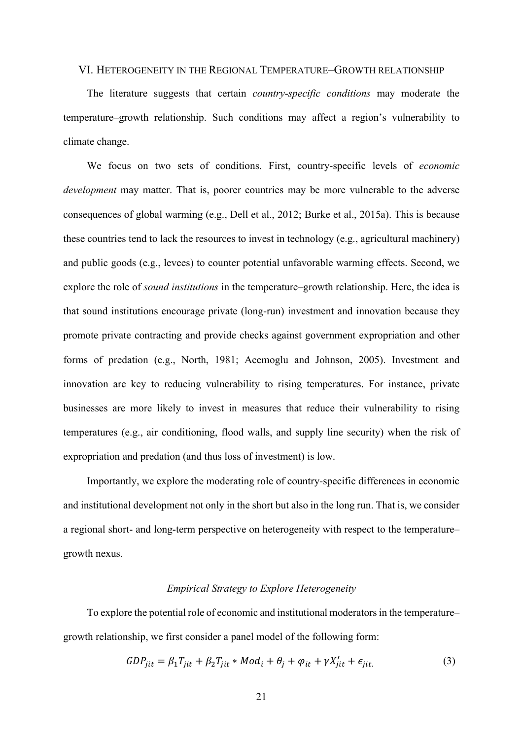## VI. Heterogeneity in the Regional Temperature–Growth relationship

The literature suggests that certain *country-specific conditions* may moderate the temperature–growth relationship. Such conditions may affect a region's vulnerability to climate change.

We focus on two sets of conditions. First, country-specific levels of *economic development* may matter. That is, poorer countries may be more vulnerable to the adverse consequences of global warming (e.g., Dell et al., 2012; Burke et al., 2015a). This is because these countries tend to lack the resources to invest in technology (e.g., agricultural machinery) and public goods (e.g., levees) to counter potential unfavorable warming effects. Second, we explore the role of *sound institutions* in the temperature–growth relationship. Here, the idea is that sound institutions encourage private (long-run) investment and innovation because they promote private contracting and provide checks against government expropriation and other forms of predation (e.g., North, 1981; Acemoglu and Johnson, 2005). Investment and innovation are key to reducing vulnerability to rising temperatures. For instance, private businesses are more likely to invest in measures that reduce their vulnerability to rising temperatures (e.g., air conditioning, flood walls, and supply line security) when the risk of expropriation and predation (and thus loss of investment) is low.

Importantly, we explore the moderating role of country-specific differences in economic and institutional development not only in the short but also in the long run. That is, we consider a regional short- and long-term perspective on heterogeneity with respect to the temperature–growth nexus.

### *Empirical Strategy to Explore Heterogeneity*

To explore the potential role of economic and institutional moderators in the temperature–growth relationship, we first consider a panel model of the following form:

$$GDP_{jit} = \beta_1 T_{jit} + \beta_2 T_{jit} * Mod_i + \theta_j + \varphi_{it} + \gamma X'_{jit} + \epsilon_{jit.} \tag{3}$$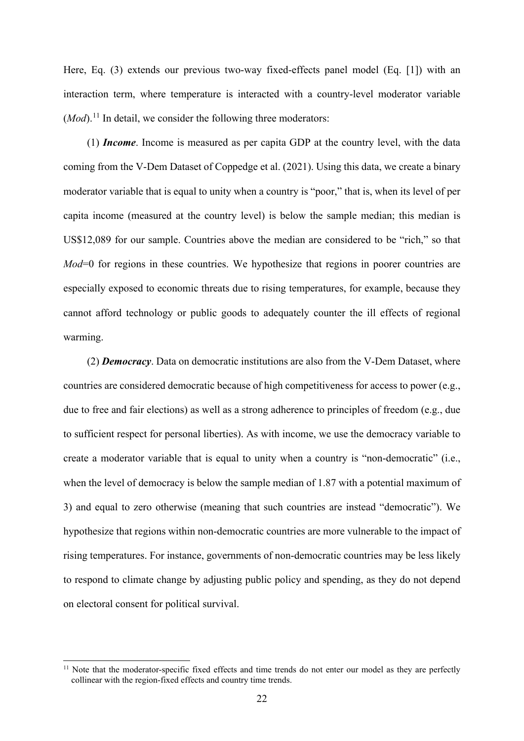Here, Eq. (3) extends our previous two-way fixed-effects panel model (Eq. [1]) with an interaction term, where temperature is interacted with a country-level moderator variable (*Mod*).[11] In detail, we consider the following three moderators:

(1) ***Income***. Income is measured as per capita GDP at the country level, with the data coming from the V-Dem Dataset of Coppedge et al. (2021). Using this data, we create a binary moderator variable that is equal to unity when a country is "poor," that is, when its level of per capita income (measured at the country level) is below the sample median; this median is US$12,089 for our sample. Countries above the median are considered to be "rich," so that *Mod*=0 for regions in these countries. We hypothesize that regions in poorer countries are especially exposed to economic threats due to rising temperatures, for example, because they cannot afford technology or public goods to adequately counter the ill effects of regional warming.

(2) ***Democracy***. Data on democratic institutions are also from the V-Dem Dataset, where countries are considered democratic because of high competitiveness for access to power (e.g., due to free and fair elections) as well as a strong adherence to principles of freedom (e.g., due to sufficient respect for personal liberties). As with income, we use the democracy variable to create a moderator variable that is equal to unity when a country is "non-democratic" (i.e., when the level of democracy is below the sample median of 1.87 with a potential maximum of 3) and equal to zero otherwise (meaning that such countries are instead "democratic"). We hypothesize that regions within non-democratic countries are more vulnerable to the impact of rising temperatures. For instance, governments of non-democratic countries may be less likely to respond to climate change by adjusting public policy and spending, as they do not depend on electoral consent for political survival.

[11] Note that the moderator-specific fixed effects and time trends do not enter our model as they are perfectly collinear with the region-fixed effects and country time trends.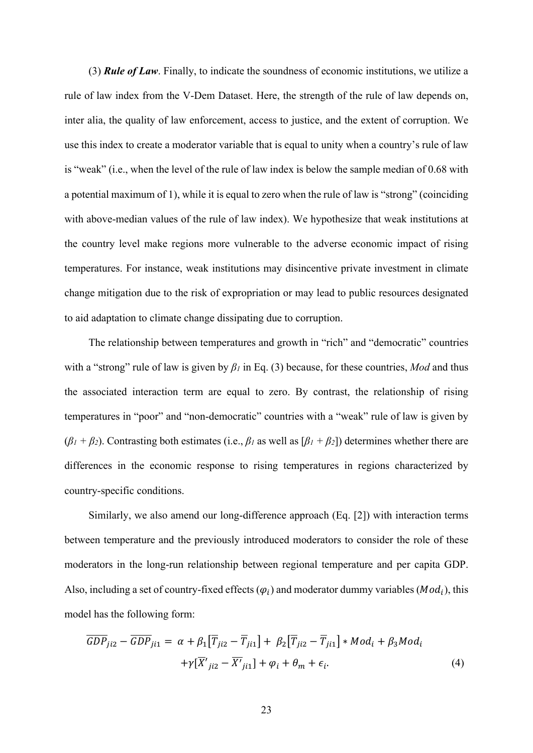(3) ***Rule of Law***. Finally, to indicate the soundness of economic institutions, we utilize a rule of law index from the V-Dem Dataset. Here, the strength of the rule of law depends on, inter alia, the quality of law enforcement, access to justice, and the extent of corruption. We use this index to create a moderator variable that is equal to unity when a country's rule of law is "weak" (i.e., when the level of the rule of law index is below the sample median of 0.68 with a potential maximum of 1), while it is equal to zero when the rule of law is "strong" (coinciding with above-median values of the rule of law index). We hypothesize that weak institutions at the country level make regions more vulnerable to the adverse economic impact of rising temperatures. For instance, weak institutions may disincentive private investment in climate change mitigation due to the risk of expropriation or may lead to public resources designated to aid adaptation to climate change dissipating due to corruption.

The relationship between temperatures and growth in "rich" and "democratic" countries with a "strong" rule of law is given by $\beta_1$ in Eq. (3) because, for these countries, *Mod* and thus the associated interaction term are equal to zero. By contrast, the relationship of rising temperatures in "poor" and "non-democratic" countries with a "weak" rule of law is given by ($\beta_1 + \beta_2$). Contrasting both estimates (i.e., $\beta_1$ as well as [$\beta_1 + \beta_2$]) determines whether there are differences in the economic response to rising temperatures in regions characterized by country-specific conditions.

Similarly, we also amend our long-difference approach (Eq. [2]) with interaction terms between temperature and the previously introduced moderators to consider the role of these moderators in the long-run relationship between regional temperature and per capita GDP. Also, including a set of country-fixed effects ($\varphi_i$) and moderator dummy variables ($Mod_i$), this model has the following form:

$$\overline{GDP}_{ji2} - \overline{GDP}_{ji1} = \alpha + \beta_1\left[\overline{T}_{ji2} - \overline{T}_{ji1}\right] + \beta_2\left[\overline{T}_{ji2} - \overline{T}_{ji1}\right] * Mod_i + \beta_3 Mod_i + \gamma[\overline{X'}_{ji2} - \overline{X'}_{ji1}] + \varphi_i + \theta_m + \epsilon_i. \quad (4)$$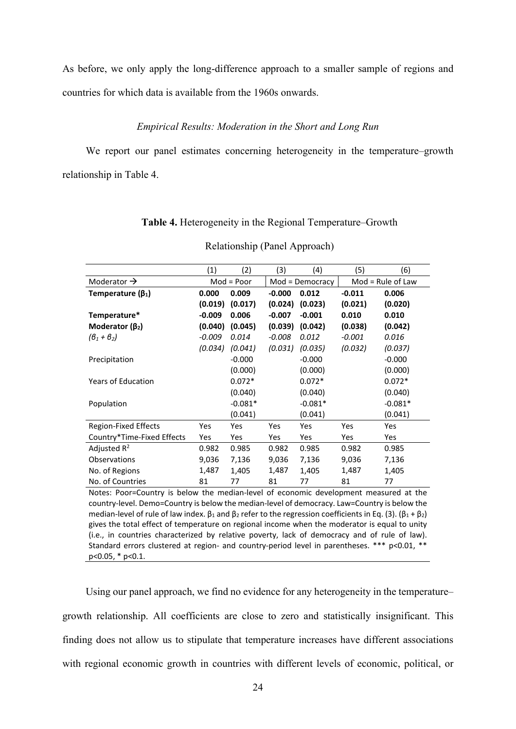As before, we only apply the long-difference approach to a smaller sample of regions and countries for which data is available from the 1960s onwards.

*Empirical Results: Moderation in the Short and Long Run*

We report our panel estimates concerning heterogeneity in the temperature–growth relationship in Table 4.

**Table 4.** Heterogeneity in the Regional Temperature–Growth Relationship (Panel Approach)

| | (1) | (2) | (3) | (4) | (5) | (6) |
|---|---|---|---|---|---|---|
| Moderator → | Mod = Poor | | Mod = Democracy | | Mod = Rule of Law | |
| **Temperature ($\beta_1$)** | **0.000** | **0.009** | **-0.000** | **0.012** | **-0.011** | **0.006** |
| | **(0.019)** | **(0.017)** | **(0.024)** | **(0.023)** | **(0.021)** | **(0.020)** |
| **Temperature* Moderator ($\beta_2$)** | **-0.009** | **0.006** | **-0.007** | **-0.001** | **0.010** | **0.010** |
| | **(0.040)** | **(0.045)** | **(0.039)** | **(0.042)** | **(0.038)** | **(0.042)** |
| *($\beta_1 + \beta_2$)* | *-0.009* | *0.014* | *-0.008* | *0.012* | *-0.001* | *0.016* |
| | *(0.034)* | *(0.041)* | *(0.031)* | *(0.035)* | *(0.032)* | *(0.037)* |
| Precipitation | | -0.000 | | -0.000 | | -0.000 |
| | | (0.000) | | (0.000) | | (0.000) |
| Years of Education | | 0.072* | | 0.072* | | 0.072* |
| | | (0.040) | | (0.040) | | (0.040) |
| Population | | -0.081* | | -0.081* | | -0.081* |
| | | (0.041) | | (0.041) | | (0.041) |
| Region-Fixed Effects | Yes | Yes | Yes | Yes | Yes | Yes |
| Country*Time-Fixed Effects | Yes | Yes | Yes | Yes | Yes | Yes |
| Adjusted $R^2$ | 0.982 | 0.985 | 0.982 | 0.985 | 0.982 | 0.985 |
| Observations | 9,036 | 7,136 | 9,036 | 7,136 | 9,036 | 7,136 |
| No. of Regions | 1,487 | 1,405 | 1,487 | 1,405 | 1,487 | 1,405 |
| No. of Countries | 81 | 77 | 81 | 77 | 81 | 77 |

Notes: Poor=Country is below the median-level of economic development measured at the country-level. Demo=Country is below the median-level of democracy. Law=Country is below the median-level of rule of law index. $\beta_1$ and $\beta_2$ refer to the regression coefficients in Eq. (3). ($\beta_1 + \beta_2$) gives the total effect of temperature on regional income when the moderator is equal to unity (i.e., in countries characterized by relative poverty, lack of democracy and of rule of law). Standard errors clustered at region- and country-period level in parentheses. *** p<0.01, ** p<0.05, * p<0.1.

Using our panel approach, we find no evidence for any heterogeneity in the temperature–growth relationship. All coefficients are close to zero and statistically insignificant. This finding does not allow us to stipulate that temperature increases have different associations with regional economic growth in countries with different levels of economic, political, or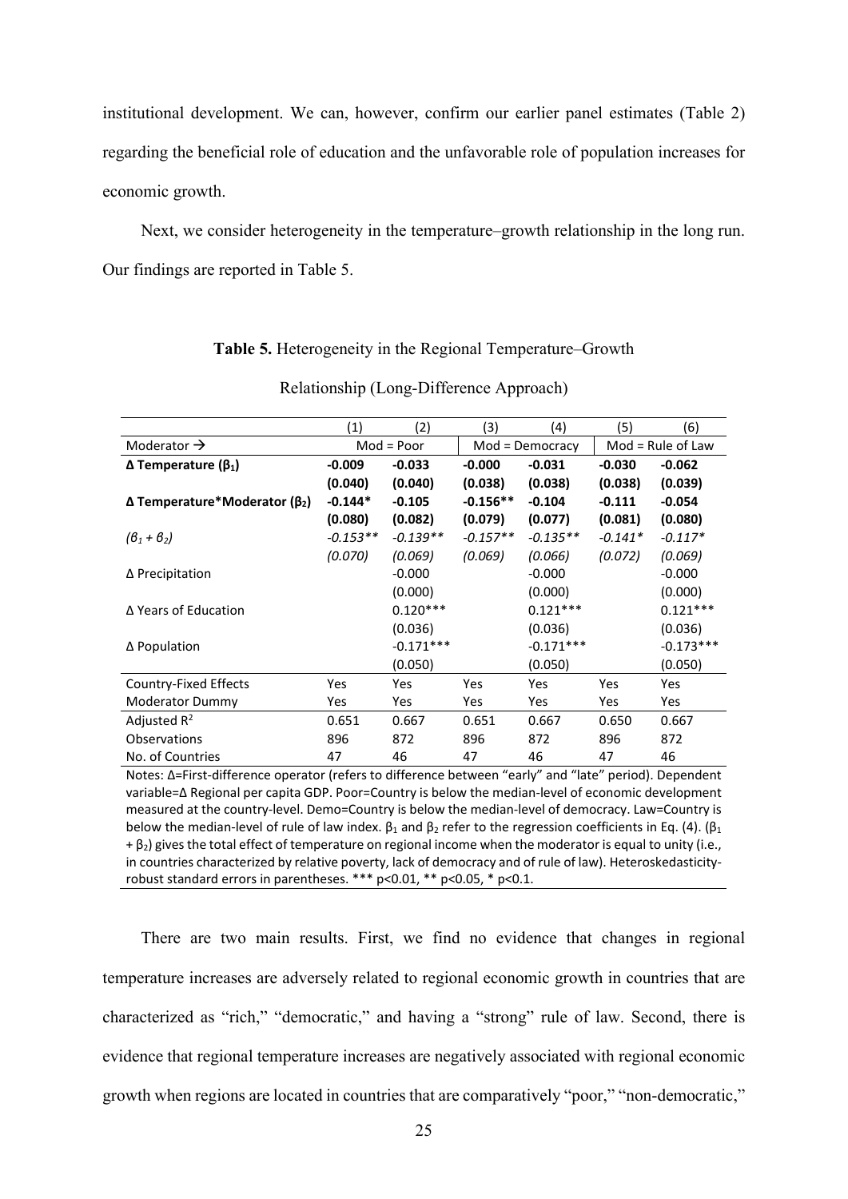institutional development. We can, however, confirm our earlier panel estimates (Table 2) regarding the beneficial role of education and the unfavorable role of population increases for economic growth.

Next, we consider heterogeneity in the temperature–growth relationship in the long run. Our findings are reported in Table 5.

**Table 5.** Heterogeneity in the Regional Temperature–Growth Relationship (Long-Difference Approach)

| | (1) | (2) | (3) | (4) | (5) | (6) |
|---|---|---|---|---|---|---|
| Moderator → | Mod = Poor | | Mod = Democracy | | Mod = Rule of Law | |
| **Δ Temperature ($\beta_1$)** | **-0.009** | **-0.033** | **-0.000** | **-0.031** | **-0.030** | **-0.062** |
| | **(0.040)** | **(0.040)** | **(0.038)** | **(0.038)** | **(0.038)** | **(0.039)** |
| **Δ Temperature\*Moderator ($\beta_2$)** | **-0.144\*** | **-0.105** | **-0.156\*\*** | **-0.104** | **-0.111** | **-0.054** |
| | **(0.080)** | **(0.082)** | **(0.079)** | **(0.077)** | **(0.081)** | **(0.080)** |
| *($\beta_1$ + $\beta_2$)* | *-0.153\*\** | *-0.139\*\** | *-0.157\*\** | *-0.135\*\** | *-0.141\** | *-0.117\** |
| | *(0.070)* | *(0.069)* | *(0.069)* | *(0.066)* | *(0.072)* | *(0.069)* |
| Δ Precipitation | | -0.000 | | -0.000 | | -0.000 |
| | | (0.000) | | (0.000) | | (0.000) |
| Δ Years of Education | | 0.120\*\*\* | | 0.121\*\*\* | | 0.121\*\*\* |
| | | (0.036) | | (0.036) | | (0.036) |
| Δ Population | | -0.171\*\*\* | | -0.171\*\*\* | | -0.173\*\*\* |
| | | (0.050) | | (0.050) | | (0.050) |
| Country-Fixed Effects | Yes | Yes | Yes | Yes | Yes | Yes |
| Moderator Dummy | Yes | Yes | Yes | Yes | Yes | Yes |
| Adjusted $R^2$ | 0.651 | 0.667 | 0.651 | 0.667 | 0.650 | 0.667 |
| Observations | 896 | 872 | 896 | 872 | 896 | 872 |
| No. of Countries | 47 | 46 | 47 | 46 | 47 | 46 |

Notes: Δ=First-difference operator (refers to difference between "early" and "late" period). Dependent variable=Δ Regional per capita GDP. Poor=Country is below the median-level of economic development measured at the country-level. Demo=Country is below the median-level of democracy. Law=Country is below the median-level of rule of law index. $\beta_1$ and $\beta_2$ refer to the regression coefficients in Eq. (4). ($\beta_1$ + $\beta_2$) gives the total effect of temperature on regional income when the moderator is equal to unity (i.e., in countries characterized by relative poverty, lack of democracy and of rule of law). Heteroskedasticity-robust standard errors in parentheses. \*\*\* p<0.01, \*\* p<0.05, \* p<0.1.

There are two main results. First, we find no evidence that changes in regional temperature increases are adversely related to regional economic growth in countries that are characterized as "rich," "democratic," and having a "strong" rule of law. Second, there is evidence that regional temperature increases are negatively associated with regional economic growth when regions are located in countries that are comparatively "poor," "non-democratic,"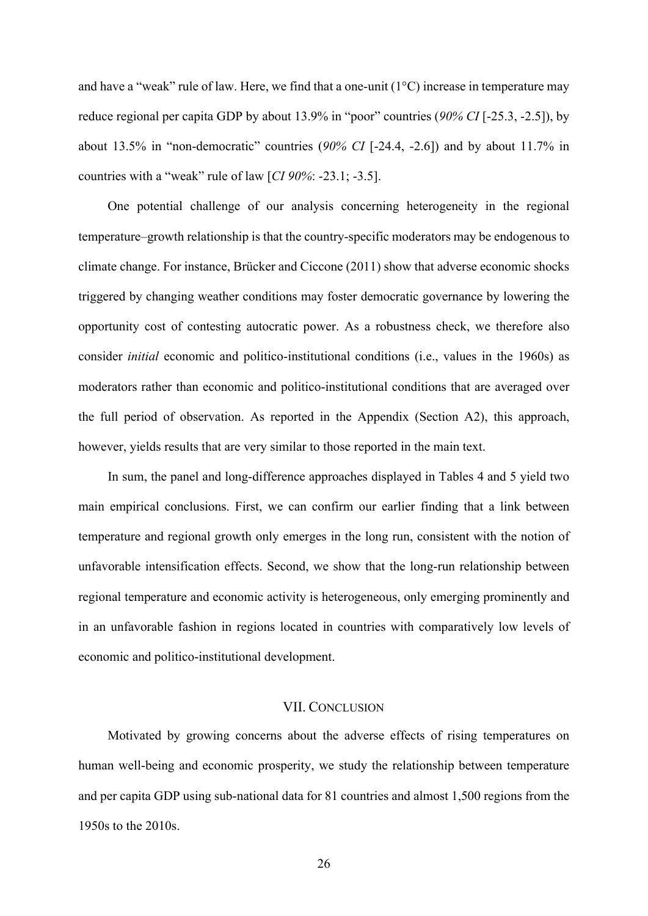and have a "weak" rule of law. Here, we find that a one-unit (1°C) increase in temperature may reduce regional per capita GDP by about 13.9% in "poor" countries (*90% CI* [-25.3, -2.5]), by about 13.5% in "non-democratic" countries (*90% CI* [-24.4, -2.6]) and by about 11.7% in countries with a "weak" rule of law [*CI 90%*: -23.1; -3.5].

One potential challenge of our analysis concerning heterogeneity in the regional temperature–growth relationship is that the country-specific moderators may be endogenous to climate change. For instance, Brücker and Ciccone (2011) show that adverse economic shocks triggered by changing weather conditions may foster democratic governance by lowering the opportunity cost of contesting autocratic power. As a robustness check, we therefore also consider *initial* economic and politico-institutional conditions (i.e., values in the 1960s) as moderators rather than economic and politico-institutional conditions that are averaged over the full period of observation. As reported in the Appendix (Section A2), this approach, however, yields results that are very similar to those reported in the main text.

In sum, the panel and long-difference approaches displayed in Tables 4 and 5 yield two main empirical conclusions. First, we can confirm our earlier finding that a link between temperature and regional growth only emerges in the long run, consistent with the notion of unfavorable intensification effects. Second, we show that the long-run relationship between regional temperature and economic activity is heterogeneous, only emerging prominently and in an unfavorable fashion in regions located in countries with comparatively low levels of economic and politico-institutional development.

## VII. Conclusion

Motivated by growing concerns about the adverse effects of rising temperatures on human well-being and economic prosperity, we study the relationship between temperature and per capita GDP using sub-national data for 81 countries and almost 1,500 regions from the 1950s to the 2010s.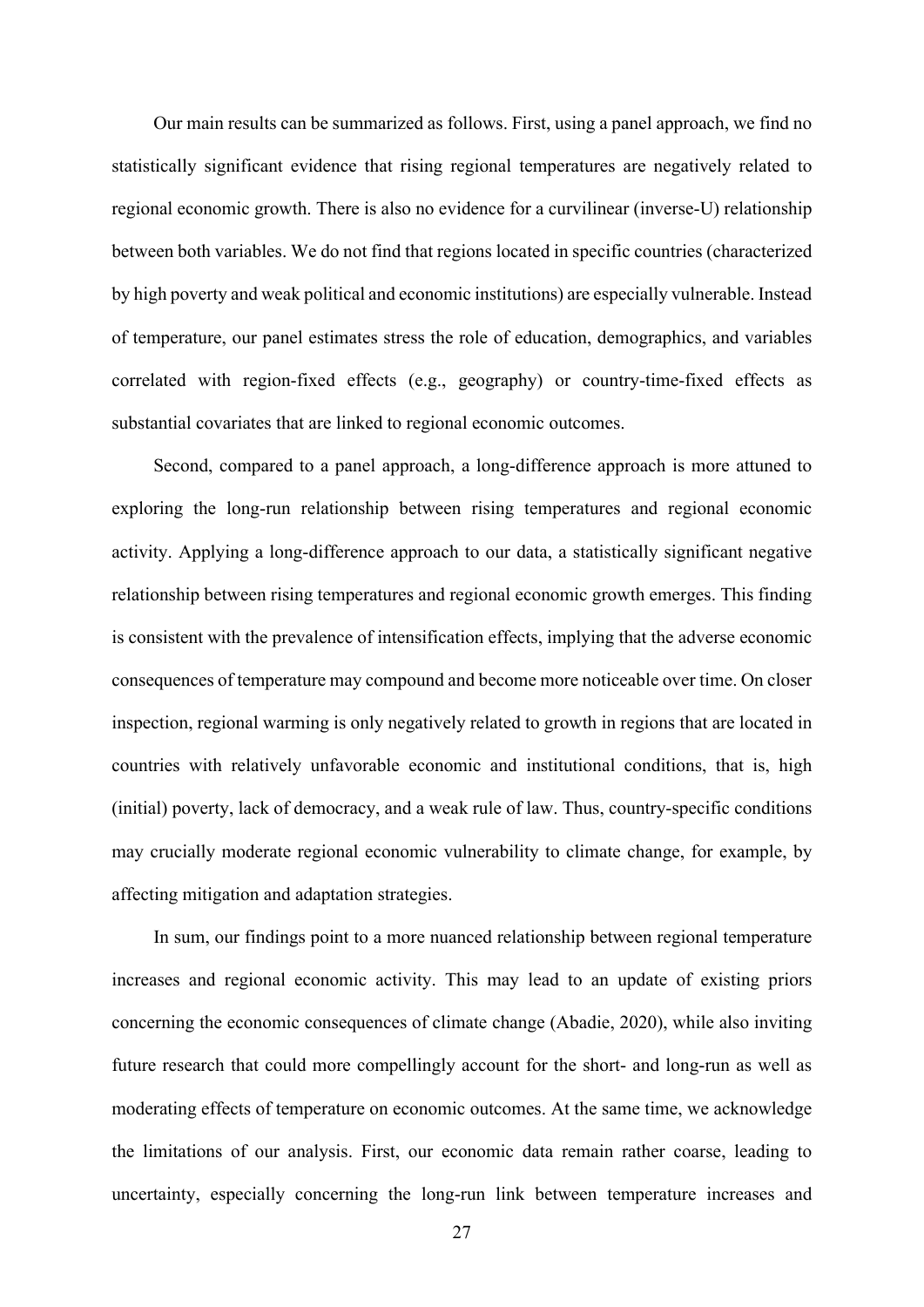Our main results can be summarized as follows. First, using a panel approach, we find no statistically significant evidence that rising regional temperatures are negatively related to regional economic growth. There is also no evidence for a curvilinear (inverse-U) relationship between both variables. We do not find that regions located in specific countries (characterized by high poverty and weak political and economic institutions) are especially vulnerable. Instead of temperature, our panel estimates stress the role of education, demographics, and variables correlated with region-fixed effects (e.g., geography) or country-time-fixed effects as substantial covariates that are linked to regional economic outcomes.

Second, compared to a panel approach, a long-difference approach is more attuned to exploring the long-run relationship between rising temperatures and regional economic activity. Applying a long-difference approach to our data, a statistically significant negative relationship between rising temperatures and regional economic growth emerges. This finding is consistent with the prevalence of intensification effects, implying that the adverse economic consequences of temperature may compound and become more noticeable over time. On closer inspection, regional warming is only negatively related to growth in regions that are located in countries with relatively unfavorable economic and institutional conditions, that is, high (initial) poverty, lack of democracy, and a weak rule of law. Thus, country-specific conditions may crucially moderate regional economic vulnerability to climate change, for example, by affecting mitigation and adaptation strategies.

In sum, our findings point to a more nuanced relationship between regional temperature increases and regional economic activity. This may lead to an update of existing priors concerning the economic consequences of climate change (Abadie, 2020), while also inviting future research that could more compellingly account for the short- and long-run as well as moderating effects of temperature on economic outcomes. At the same time, we acknowledge the limitations of our analysis. First, our economic data remain rather coarse, leading to uncertainty, especially concerning the long-run link between temperature increases and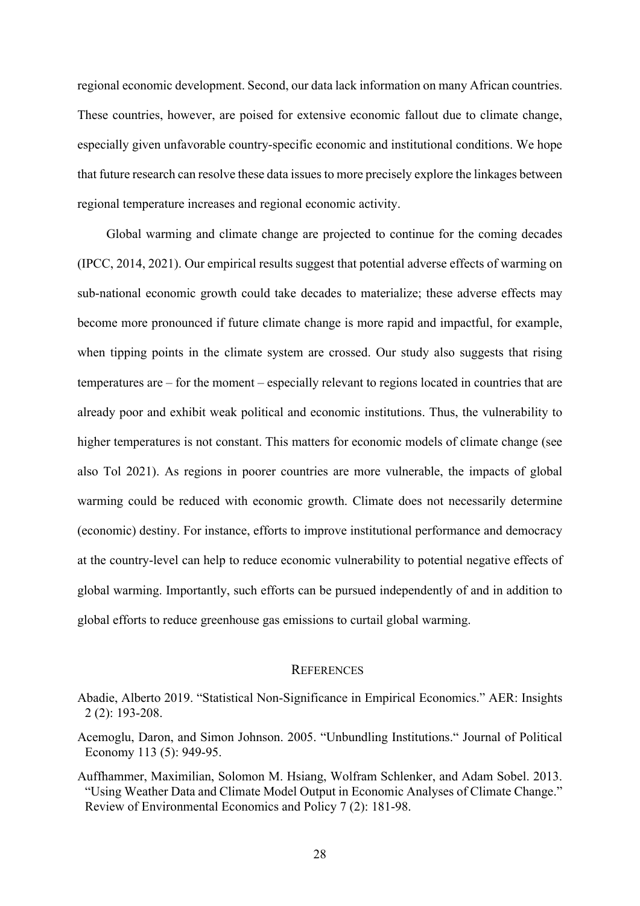regional economic development. Second, our data lack information on many African countries. These countries, however, are poised for extensive economic fallout due to climate change, especially given unfavorable country-specific economic and institutional conditions. We hope that future research can resolve these data issues to more precisely explore the linkages between regional temperature increases and regional economic activity.

Global warming and climate change are projected to continue for the coming decades (IPCC, 2014, 2021). Our empirical results suggest that potential adverse effects of warming on sub-national economic growth could take decades to materialize; these adverse effects may become more pronounced if future climate change is more rapid and impactful, for example, when tipping points in the climate system are crossed. Our study also suggests that rising temperatures are – for the moment – especially relevant to regions located in countries that are already poor and exhibit weak political and economic institutions. Thus, the vulnerability to higher temperatures is not constant. This matters for economic models of climate change (see also Tol 2021). As regions in poorer countries are more vulnerable, the impacts of global warming could be reduced with economic growth. Climate does not necessarily determine (economic) destiny. For instance, efforts to improve institutional performance and democracy at the country-level can help to reduce economic vulnerability to potential negative effects of global warming. Importantly, such efforts can be pursued independently of and in addition to global efforts to reduce greenhouse gas emissions to curtail global warming.

## REFERENCES

Abadie, Alberto 2019. "Statistical Non-Significance in Empirical Economics." AER: Insights 2 (2): 193-208.

Acemoglu, Daron, and Simon Johnson. 2005. "Unbundling Institutions." Journal of Political Economy 113 (5): 949-95.

Auffhammer, Maximilian, Solomon M. Hsiang, Wolfram Schlenker, and Adam Sobel. 2013. "Using Weather Data and Climate Model Output in Economic Analyses of Climate Change." Review of Environmental Economics and Policy 7 (2): 181-98.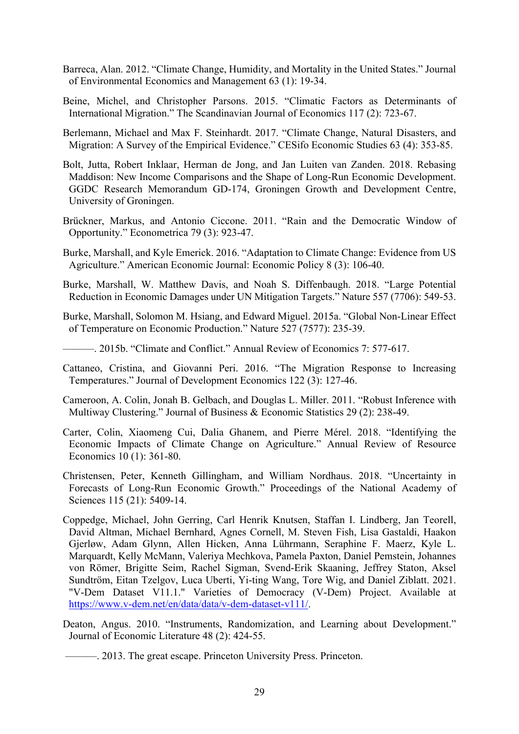Barreca, Alan. 2012. “Climate Change, Humidity, and Mortality in the United States.” Journal of Environmental Economics and Management 63 (1): 19-34.

Beine, Michel, and Christopher Parsons. 2015. “Climatic Factors as Determinants of International Migration.” The Scandinavian Journal of Economics 117 (2): 723-67.

Berlemann, Michael and Max F. Steinhardt. 2017. “Climate Change, Natural Disasters, and Migration: A Survey of the Empirical Evidence.” CESifo Economic Studies 63 (4): 353-85.

Bolt, Jutta, Robert Inklaar, Herman de Jong, and Jan Luiten van Zanden. 2018. Rebasing Maddison: New Income Comparisons and the Shape of Long-Run Economic Development. GGDC Research Memorandum GD-174, Groningen Growth and Development Centre, University of Groningen.

Brückner, Markus, and Antonio Ciccone. 2011. “Rain and the Democratic Window of Opportunity.” Econometrica 79 (3): 923-47.

Burke, Marshall, and Kyle Emerick. 2016. “Adaptation to Climate Change: Evidence from US Agriculture.” American Economic Journal: Economic Policy 8 (3): 106-40.

Burke, Marshall, W. Matthew Davis, and Noah S. Diffenbaugh. 2018. “Large Potential Reduction in Economic Damages under UN Mitigation Targets.” Nature 557 (7706): 549-53.

Burke, Marshall, Solomon M. Hsiang, and Edward Miguel. 2015a. “Global Non-Linear Effect of Temperature on Economic Production.” Nature 527 (7577): 235-39.

———. 2015b. “Climate and Conflict.” Annual Review of Economics 7: 577-617.

Cattaneo, Cristina, and Giovanni Peri. 2016. “The Migration Response to Increasing Temperatures.” Journal of Development Economics 122 (3): 127-46.

Cameroon, A. Colin, Jonah B. Gelbach, and Douglas L. Miller. 2011. “Robust Inference with Multiway Clustering.” Journal of Business & Economic Statistics 29 (2): 238-49.

Carter, Colin, Xiaomeng Cui, Dalia Ghanem, and Pierre Mérel. 2018. “Identifying the Economic Impacts of Climate Change on Agriculture.” Annual Review of Resource Economics 10 (1): 361-80.

Christensen, Peter, Kenneth Gillingham, and William Nordhaus. 2018. “Uncertainty in Forecasts of Long-Run Economic Growth.” Proceedings of the National Academy of Sciences 115 (21): 5409-14.

Coppedge, Michael, John Gerring, Carl Henrik Knutsen, Staffan I. Lindberg, Jan Teorell, David Altman, Michael Bernhard, Agnes Cornell, M. Steven Fish, Lisa Gastaldi, Haakon Gjerløw, Adam Glynn, Allen Hicken, Anna Lührmann, Seraphine F. Maerz, Kyle L. Marquardt, Kelly McMann, Valeriya Mechkova, Pamela Paxton, Daniel Pemstein, Johannes von Römer, Brigitte Seim, Rachel Sigman, Svend-Erik Skaaning, Jeffrey Staton, Aksel Sundtröm, Eitan Tzelgov, Luca Uberti, Yi-ting Wang, Tore Wig, and Daniel Ziblatt. 2021. "V-Dem Dataset V11.1." Varieties of Democracy (V-Dem) Project. Available at https://www.v-dem.net/en/data/data/v-dem-dataset-v111/.

Deaton, Angus. 2010. “Instruments, Randomization, and Learning about Development.” Journal of Economic Literature 48 (2): 424-55.

———. 2013. The great escape. Princeton University Press. Princeton.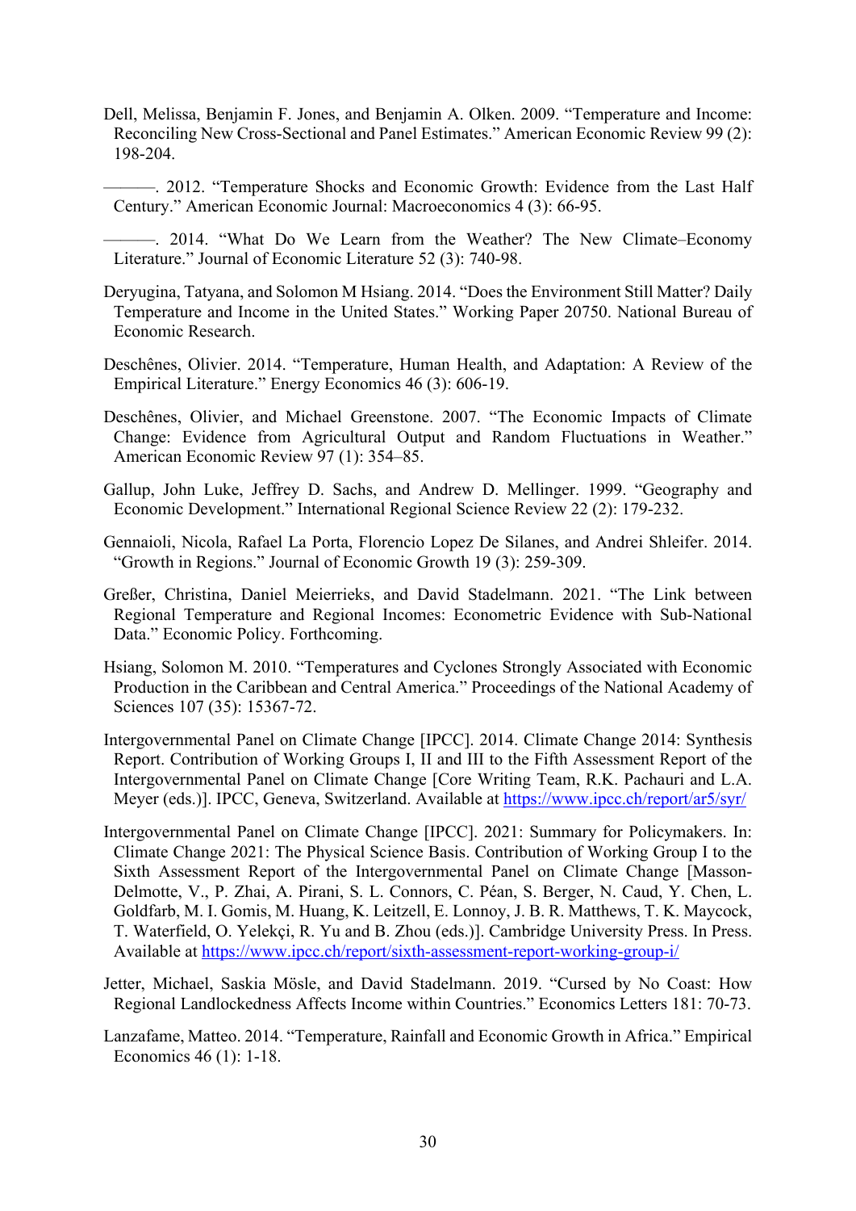Dell, Melissa, Benjamin F. Jones, and Benjamin A. Olken. 2009. "Temperature and Income: Reconciling New Cross-Sectional and Panel Estimates." American Economic Review 99 (2): 198-204.

———. 2012. "Temperature Shocks and Economic Growth: Evidence from the Last Half Century." American Economic Journal: Macroeconomics 4 (3): 66-95.

———. 2014. "What Do We Learn from the Weather? The New Climate–Economy Literature." Journal of Economic Literature 52 (3): 740-98.

Deryugina, Tatyana, and Solomon M Hsiang. 2014. "Does the Environment Still Matter? Daily Temperature and Income in the United States." Working Paper 20750. National Bureau of Economic Research.

Deschênes, Olivier. 2014. "Temperature, Human Health, and Adaptation: A Review of the Empirical Literature." Energy Economics 46 (3): 606-19.

Deschênes, Olivier, and Michael Greenstone. 2007. "The Economic Impacts of Climate Change: Evidence from Agricultural Output and Random Fluctuations in Weather." American Economic Review 97 (1): 354–85.

Gallup, John Luke, Jeffrey D. Sachs, and Andrew D. Mellinger. 1999. "Geography and Economic Development." International Regional Science Review 22 (2): 179-232.

Gennaioli, Nicola, Rafael La Porta, Florencio Lopez De Silanes, and Andrei Shleifer. 2014. "Growth in Regions." Journal of Economic Growth 19 (3): 259-309.

Greßer, Christina, Daniel Meierrieks, and David Stadelmann. 2021. "The Link between Regional Temperature and Regional Incomes: Econometric Evidence with Sub-National Data." Economic Policy. Forthcoming.

Hsiang, Solomon M. 2010. "Temperatures and Cyclones Strongly Associated with Economic Production in the Caribbean and Central America." Proceedings of the National Academy of Sciences 107 (35): 15367-72.

Intergovernmental Panel on Climate Change [IPCC]. 2014. Climate Change 2014: Synthesis Report. Contribution of Working Groups I, II and III to the Fifth Assessment Report of the Intergovernmental Panel on Climate Change [Core Writing Team, R.K. Pachauri and L.A. Meyer (eds.)]. IPCC, Geneva, Switzerland. Available at https://www.ipcc.ch/report/ar5/syr/

Intergovernmental Panel on Climate Change [IPCC]. 2021: Summary for Policymakers. In: Climate Change 2021: The Physical Science Basis. Contribution of Working Group I to the Sixth Assessment Report of the Intergovernmental Panel on Climate Change [Masson-Delmotte, V., P. Zhai, A. Pirani, S. L. Connors, C. Péan, S. Berger, N. Caud, Y. Chen, L. Goldfarb, M. I. Gomis, M. Huang, K. Leitzell, E. Lonnoy, J. B. R. Matthews, T. K. Maycock, T. Waterfield, O. Yelekçi, R. Yu and B. Zhou (eds.)]. Cambridge University Press. In Press. Available at https://www.ipcc.ch/report/sixth-assessment-report-working-group-i/

Jetter, Michael, Saskia Mösle, and David Stadelmann. 2019. "Cursed by No Coast: How Regional Landlockedness Affects Income within Countries." Economics Letters 181: 70-73.

Lanzafame, Matteo. 2014. "Temperature, Rainfall and Economic Growth in Africa." Empirical Economics 46 (1): 1-18.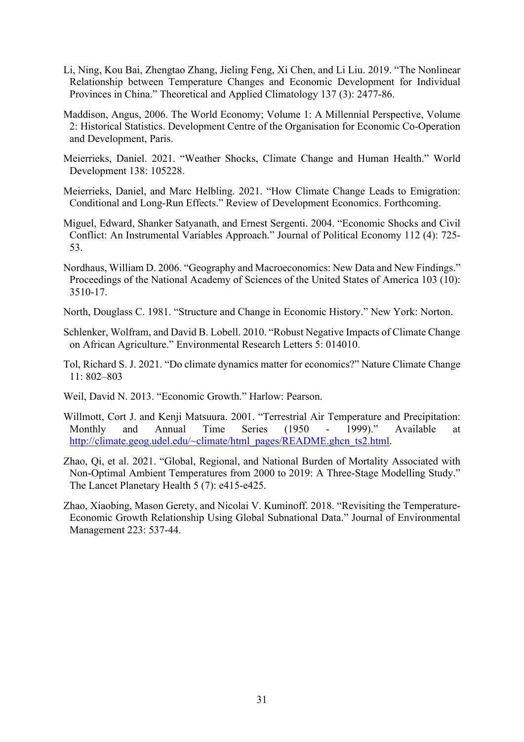Li, Ning, Kou Bai, Zhengtao Zhang, Jieling Feng, Xi Chen, and Li Liu. 2019. "The Nonlinear Relationship between Temperature Changes and Economic Development for Individual Provinces in China." Theoretical and Applied Climatology 137 (3): 2477-86.

Maddison, Angus, 2006. The World Economy; Volume 1: A Millennial Perspective, Volume 2: Historical Statistics. Development Centre of the Organisation for Economic Co-Operation and Development, Paris.

Meierrieks, Daniel. 2021. "Weather Shocks, Climate Change and Human Health." World Development 138: 105228.

Meierrieks, Daniel, and Marc Helbling. 2021. "How Climate Change Leads to Emigration: Conditional and Long-Run Effects." Review of Development Economics. Forthcoming.

Miguel, Edward, Shanker Satyanath, and Ernest Sergenti. 2004. "Economic Shocks and Civil Conflict: An Instrumental Variables Approach." Journal of Political Economy 112 (4): 725-53.

Nordhaus, William D. 2006. "Geography and Macroeconomics: New Data and New Findings." Proceedings of the National Academy of Sciences of the United States of America 103 (10): 3510-17.

North, Douglass C. 1981. "Structure and Change in Economic History." New York: Norton.

Schlenker, Wolfram, and David B. Lobell. 2010. "Robust Negative Impacts of Climate Change on African Agriculture." Environmental Research Letters 5: 014010.

Tol, Richard S. J. 2021. "Do climate dynamics matter for economics?" Nature Climate Change 11: 802–803

Weil, David N. 2013. "Economic Growth." Harlow: Pearson.

Willmott, Cort J. and Kenji Matsuura. 2001. "Terrestrial Air Temperature and Precipitation: Monthly and Annual Time Series (1950 - 1999)." Available at http://climate.geog.udel.edu/~climate/html_pages/README.ghcn_ts2.html.

Zhao, Qi, et al. 2021. "Global, Regional, and National Burden of Mortality Associated with Non-Optimal Ambient Temperatures from 2000 to 2019: A Three-Stage Modelling Study." The Lancet Planetary Health 5 (7): e415-e425.

Zhao, Xiaobing, Mason Gerety, and Nicolai V. Kuminoff. 2018. "Revisiting the Temperature-Economic Growth Relationship Using Global Subnational Data." Journal of Environmental Management 223: 537-44.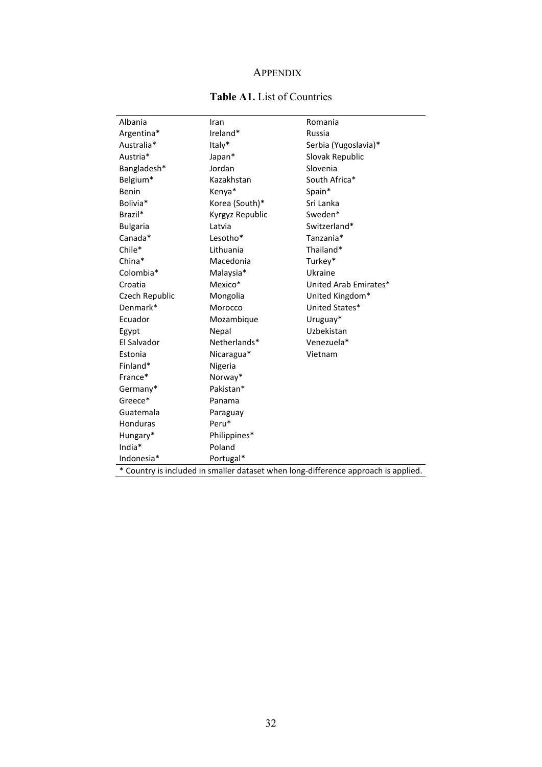# APPENDIX

**Table A1.** List of Countries

| | | |
|---|---|---|
| Albania | Iran | Romania |
| Argentina* | Ireland* | Russia |
| Australia* | Italy* | Serbia (Yugoslavia)* |
| Austria* | Japan* | Slovak Republic |
| Bangladesh* | Jordan | Slovenia |
| Belgium* | Kazakhstan | South Africa* |
| Benin | Kenya* | Spain* |
| Bolivia* | Korea (South)* | Sri Lanka |
| Brazil* | Kyrgyz Republic | Sweden* |
| Bulgaria | Latvia | Switzerland* |
| Canada* | Lesotho* | Tanzania* |
| Chile* | Lithuania | Thailand* |
| China* | Macedonia | Turkey* |
| Colombia* | Malaysia* | Ukraine |
| Croatia | Mexico* | United Arab Emirates* |
| Czech Republic | Mongolia | United Kingdom* |
| Denmark* | Morocco | United States* |
| Ecuador | Mozambique | Uruguay* |
| Egypt | Nepal | Uzbekistan |
| El Salvador | Netherlands* | Venezuela* |
| Estonia | Nicaragua* | Vietnam |
| Finland* | Nigeria | |
| France* | Norway* | |
| Germany* | Pakistan* | |
| Greece* | Panama | |
| Guatemala | Paraguay | |
| Honduras | Peru* | |
| Hungary* | Philippines* | |
| India* | Poland | |
| Indonesia* | Portugal* | |

* Country is included in smaller dataset when long-difference approach is applied.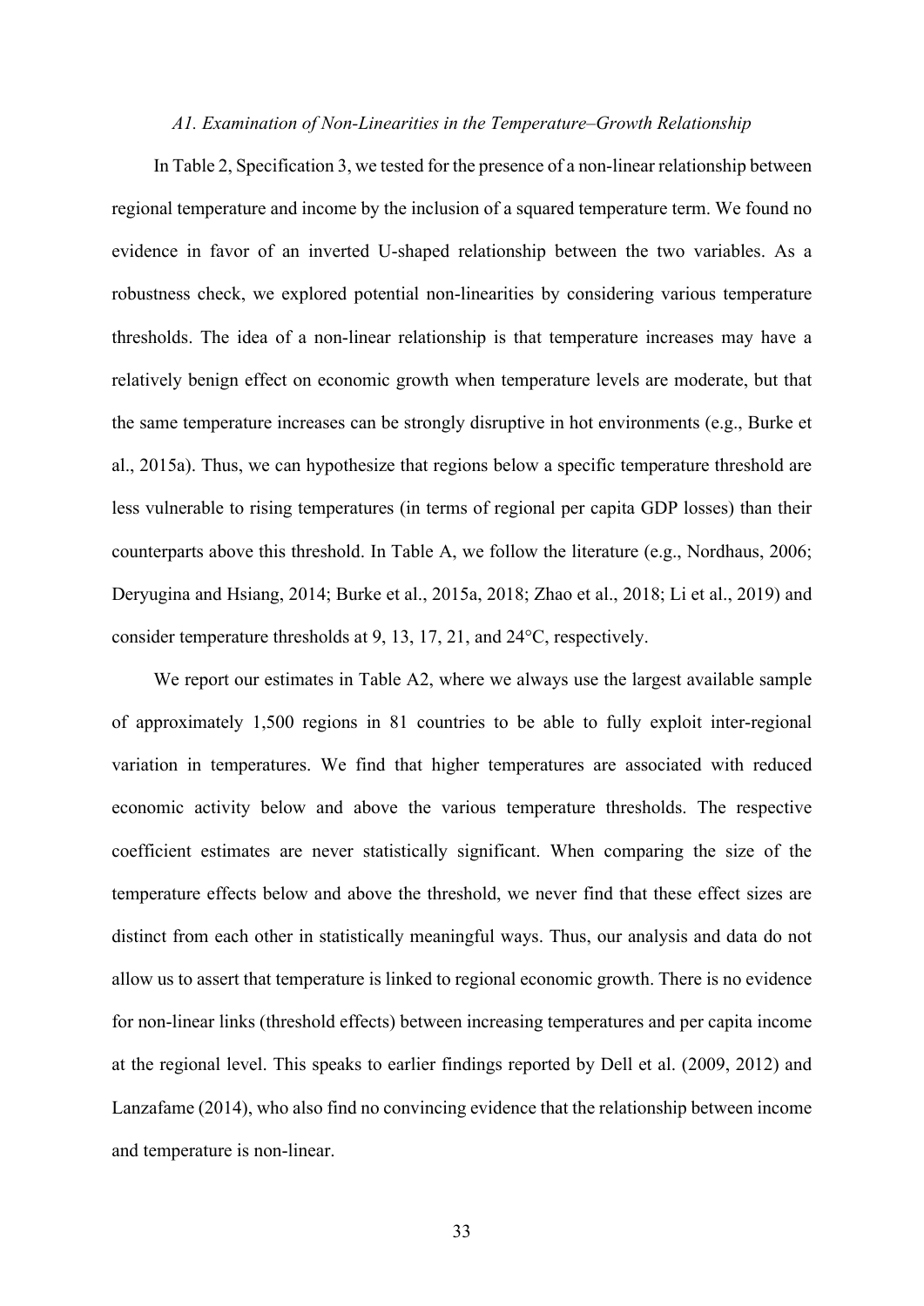### *A1. Examination of Non-Linearities in the Temperature–Growth Relationship*

In Table 2, Specification 3, we tested for the presence of a non-linear relationship between regional temperature and income by the inclusion of a squared temperature term. We found no evidence in favor of an inverted U-shaped relationship between the two variables. As a robustness check, we explored potential non-linearities by considering various temperature thresholds. The idea of a non-linear relationship is that temperature increases may have a relatively benign effect on economic growth when temperature levels are moderate, but that the same temperature increases can be strongly disruptive in hot environments (e.g., Burke et al., 2015a). Thus, we can hypothesize that regions below a specific temperature threshold are less vulnerable to rising temperatures (in terms of regional per capita GDP losses) than their counterparts above this threshold. In Table A, we follow the literature (e.g., Nordhaus, 2006; Deryugina and Hsiang, 2014; Burke et al., 2015a, 2018; Zhao et al., 2018; Li et al., 2019) and consider temperature thresholds at 9, 13, 17, 21, and 24°C, respectively.

We report our estimates in Table A2, where we always use the largest available sample of approximately 1,500 regions in 81 countries to be able to fully exploit inter-regional variation in temperatures. We find that higher temperatures are associated with reduced economic activity below and above the various temperature thresholds. The respective coefficient estimates are never statistically significant. When comparing the size of the temperature effects below and above the threshold, we never find that these effect sizes are distinct from each other in statistically meaningful ways. Thus, our analysis and data do not allow us to assert that temperature is linked to regional economic growth. There is no evidence for non-linear links (threshold effects) between increasing temperatures and per capita income at the regional level. This speaks to earlier findings reported by Dell et al. (2009, 2012) and Lanzafame (2014), who also find no convincing evidence that the relationship between income and temperature is non-linear.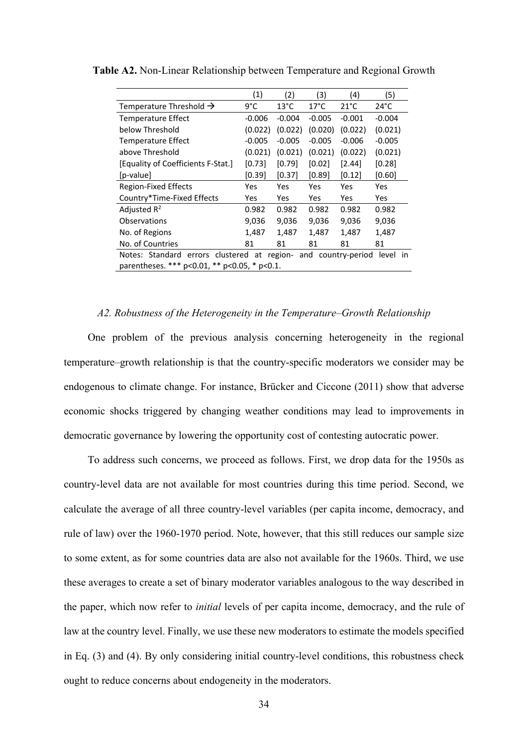**Table A2.** Non-Linear Relationship between Temperature and Regional Growth

| | (1) | (2) | (3) | (4) | (5) |
|---|---|---|---|---|---|
| Temperature Threshold → | 9°C | 13°C | 17°C | 21°C | 24°C |
| Temperature Effect | -0.006 | -0.004 | -0.005 | -0.001 | -0.004 |
| below Threshold | (0.022) | (0.022) | (0.020) | (0.022) | (0.021) |
| Temperature Effect | -0.005 | -0.005 | -0.005 | -0.006 | -0.005 |
| above Threshold | (0.021) | (0.021) | (0.021) | (0.022) | (0.021) |
| [Equality of Coefficients F-Stat.] | [0.73] | [0.79] | [0.02] | [2.44] | [0.28] |
| [p-value] | [0.39] | [0.37] | [0.89] | [0.12] | [0.60] |
| Region-Fixed Effects | Yes | Yes | Yes | Yes | Yes |
| Country*Time-Fixed Effects | Yes | Yes | Yes | Yes | Yes |
| Adjusted $R^2$ | 0.982 | 0.982 | 0.982 | 0.982 | 0.982 |
| Observations | 9,036 | 9,036 | 9,036 | 9,036 | 9,036 |
| No. of Regions | 1,487 | 1,487 | 1,487 | 1,487 | 1,487 |
| No. of Countries | 81 | 81 | 81 | 81 | 81 |

Notes: Standard errors clustered at region- and country-period level in parentheses. *** p<0.01, ** p<0.05, * p<0.1.

### *A2. Robustness of the Heterogeneity in the Temperature–Growth Relationship*

One problem of the previous analysis concerning heterogeneity in the regional temperature–growth relationship is that the country-specific moderators we consider may be endogenous to climate change. For instance, Brücker and Ciccone (2011) show that adverse economic shocks triggered by changing weather conditions may lead to improvements in democratic governance by lowering the opportunity cost of contesting autocratic power.

To address such concerns, we proceed as follows. First, we drop data for the 1950s as country-level data are not available for most countries during this time period. Second, we calculate the average of all three country-level variables (per capita income, democracy, and rule of law) over the 1960-1970 period. Note, however, that this still reduces our sample size to some extent, as for some countries data are also not available for the 1960s. Third, we use these averages to create a set of binary moderator variables analogous to the way described in the paper, which now refer to *initial* levels of per capita income, democracy, and the rule of law at the country level. Finally, we use these new moderators to estimate the models specified in Eq. (3) and (4). By only considering initial country-level conditions, this robustness check ought to reduce concerns about endogeneity in the moderators.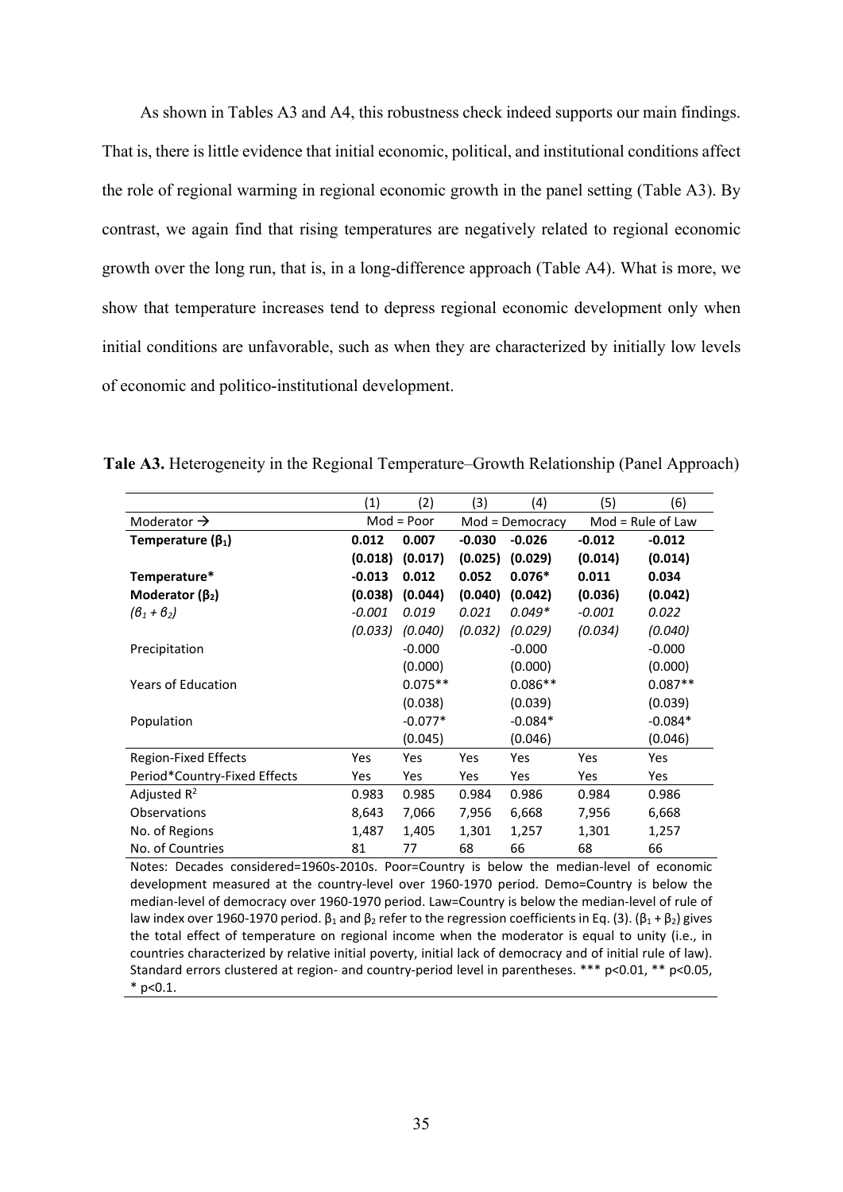As shown in Tables A3 and A4, this robustness check indeed supports our main findings. That is, there is little evidence that initial economic, political, and institutional conditions affect the role of regional warming in regional economic growth in the panel setting (Table A3). By contrast, we again find that rising temperatures are negatively related to regional economic growth over the long run, that is, in a long-difference approach (Table A4). What is more, we show that temperature increases tend to depress regional economic development only when initial conditions are unfavorable, such as when they are characterized by initially low levels of economic and politico-institutional development.

**Tale A3.** Heterogeneity in the Regional Temperature–Growth Relationship (Panel Approach)

| | (1) | (2) | (3) | (4) | (5) | (6) |
|---|---|---|---|---|---|---|
| Moderator → | Mod = Poor | | Mod = Democracy | | Mod = Rule of Law | |
| **Temperature ($\beta_1$)** | **0.012** | **0.007** | **-0.030** | **-0.026** | **-0.012** | **-0.012** |
| | **(0.018)** | **(0.017)** | **(0.025)** | **(0.029)** | **(0.014)** | **(0.014)** |
| **Temperature*** | **-0.013** | **0.012** | **0.052** | **0.076*** | **0.011** | **0.034** |
| **Moderator ($\beta_2$)** | **(0.038)** | **(0.044)** | **(0.040)** | **(0.042)** | **(0.036)** | **(0.042)** |
| *($\beta_1 + \beta_2$)* | *-0.001* | *0.019* | *0.021* | *0.049** | *-0.001* | *0.022* |
| | *(0.033)* | *(0.040)* | *(0.032)* | *(0.029)* | *(0.034)* | *(0.040)* |
| Precipitation | | -0.000 | | -0.000 | | -0.000 |
| | | (0.000) | | (0.000) | | (0.000) |
| Years of Education | | 0.075** | | 0.086** | | 0.087** |
| | | (0.038) | | (0.039) | | (0.039) |
| Population | | -0.077* | | -0.084* | | -0.084* |
| | | (0.045) | | (0.046) | | (0.046) |
| Region-Fixed Effects | Yes | Yes | Yes | Yes | Yes | Yes |
| Period*Country-Fixed Effects | Yes | Yes | Yes | Yes | Yes | Yes |
| Adjusted $R^2$ | 0.983 | 0.985 | 0.984 | 0.986 | 0.984 | 0.986 |
| Observations | 8,643 | 7,066 | 7,956 | 6,668 | 7,956 | 6,668 |
| No. of Regions | 1,487 | 1,405 | 1,301 | 1,257 | 1,301 | 1,257 |
| No. of Countries | 81 | 77 | 68 | 66 | 68 | 66 |

Notes: Decades considered=1960s-2010s. Poor=Country is below the median-level of economic development measured at the country-level over 1960-1970 period. Demo=Country is below the median-level of democracy over 1960-1970 period. Law=Country is below the median-level of rule of law index over 1960-1970 period. $\beta_1$ and $\beta_2$ refer to the regression coefficients in Eq. (3). ($\beta_1 + \beta_2$) gives the total effect of temperature on regional income when the moderator is equal to unity (i.e., in countries characterized by relative initial poverty, initial lack of democracy and of initial rule of law). Standard errors clustered at region- and country-period level in parentheses. *** p<0.01, ** p<0.05, * p<0.1.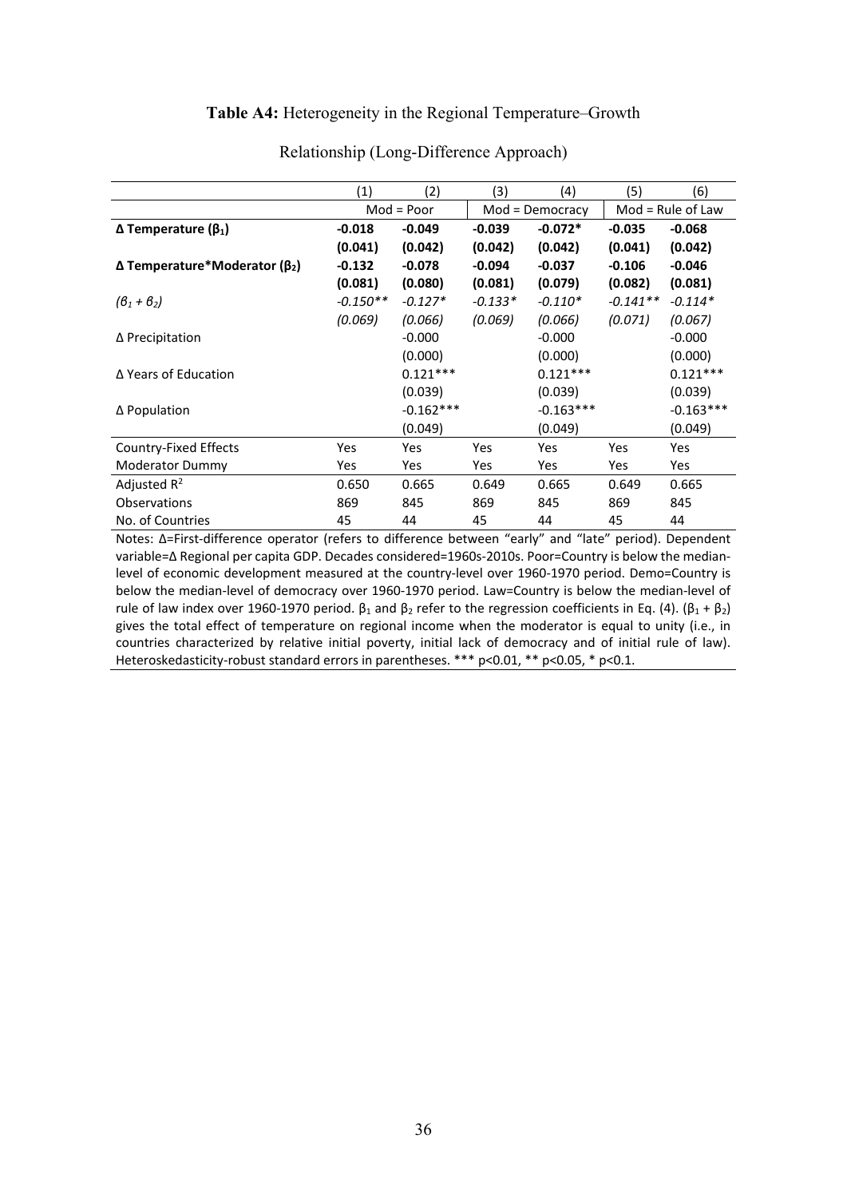**Table A4:** Heterogeneity in the Regional Temperature–Growth

Relationship (Long-Difference Approach)

| | (1) | (2) | (3) | (4) | (5) | (6) |
|---|---|---|---|---|---|---|
| | Mod = Poor | | Mod = Democracy | | Mod = Rule of Law | |
| **Δ Temperature ($\beta_1$)** | **-0.018** | **-0.049** | **-0.039** | **-0.072*** | **-0.035** | **-0.068** |
| | **(0.041)** | **(0.042)** | **(0.042)** | **(0.042)** | **(0.041)** | **(0.042)** |
| **Δ Temperature*Moderator ($\beta_2$)** | **-0.132** | **-0.078** | **-0.094** | **-0.037** | **-0.106** | **-0.046** |
| | **(0.081)** | **(0.080)** | **(0.081)** | **(0.079)** | **(0.082)** | **(0.081)** |
| *($\beta_1 + \beta_2$)* | *-0.150*** | *-0.127** | *-0.133** | *-0.110** | *-0.141*** | *-0.114** |
| | *(0.069)* | *(0.066)* | *(0.069)* | *(0.066)* | *(0.071)* | *(0.067)* |
| Δ Precipitation | | -0.000 | | -0.000 | | -0.000 |
| | | (0.000) | | (0.000) | | (0.000) |
| Δ Years of Education | | 0.121*** | | 0.121*** | | 0.121*** |
| | | (0.039) | | (0.039) | | (0.039) |
| Δ Population | | -0.162*** | | -0.163*** | | -0.163*** |
| | | (0.049) | | (0.049) | | (0.049) |
| Country-Fixed Effects | Yes | Yes | Yes | Yes | Yes | Yes |
| Moderator Dummy | Yes | Yes | Yes | Yes | Yes | Yes |
| Adjusted $R^2$ | 0.650 | 0.665 | 0.649 | 0.665 | 0.649 | 0.665 |
| Observations | 869 | 845 | 869 | 845 | 869 | 845 |
| No. of Countries | 45 | 44 | 45 | 44 | 45 | 44 |

Notes: Δ=First-difference operator (refers to difference between "early" and "late" period). Dependent variable=Δ Regional per capita GDP. Decades considered=1960s-2010s. Poor=Country is below the median-level of economic development measured at the country-level over 1960-1970 period. Demo=Country is below the median-level of democracy over 1960-1970 period. Law=Country is below the median-level of rule of law index over 1960-1970 period. $\beta_1$ and $\beta_2$ refer to the regression coefficients in Eq. (4). ($\beta_1 + \beta_2$) gives the total effect of temperature on regional income when the moderator is equal to unity (i.e., in countries characterized by relative initial poverty, initial lack of democracy and of initial rule of law). Heteroskedasticity-robust standard errors in parentheses. *** p<0.01, ** p<0.05, * p<0.1.